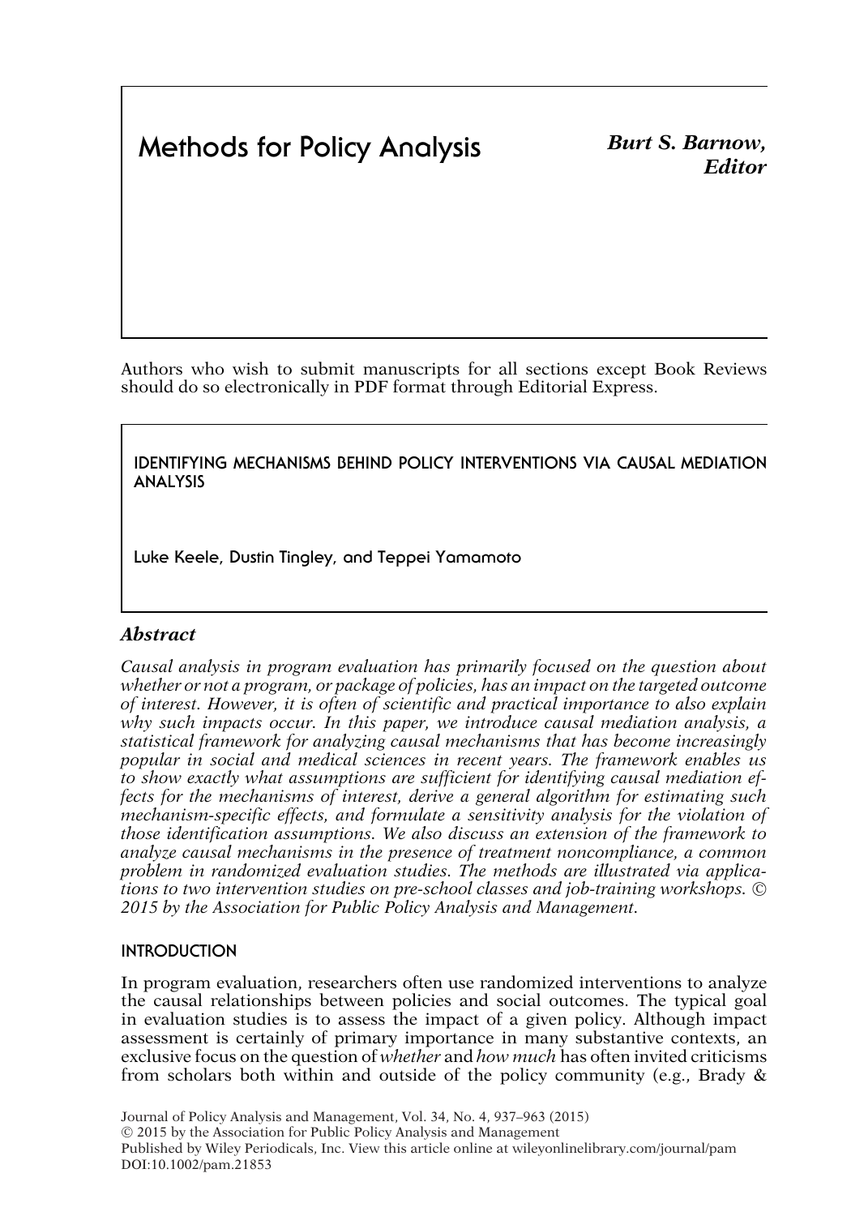# Methods for Policy Analysis

***Burt S. Barnow, Editor***

Authors who wish to submit manuscripts for all sections except Book Reviews should do so electronically in PDF format through Editorial Express.

## IDENTIFYING MECHANISMS BEHIND POLICY INTERVENTIONS VIA CAUSAL MEDIATION ANALYSIS

Luke Keele, Dustin Tingley, and Teppei Yamamoto

### *Abstract*

*Causal analysis in program evaluation has primarily focused on the question about whether or not a program, or package of policies, has an impact on the targeted outcome of interest. However, it is often of scientific and practical importance to also explain why such impacts occur. In this paper, we introduce causal mediation analysis, a statistical framework for analyzing causal mechanisms that has become increasingly popular in social and medical sciences in recent years. The framework enables us to show exactly what assumptions are sufficient for identifying causal mediation effects for the mechanisms of interest, derive a general algorithm for estimating such mechanism-specific effects, and formulate a sensitivity analysis for the violation of those identification assumptions. We also discuss an extension of the framework to analyze causal mechanisms in the presence of treatment noncompliance, a common problem in randomized evaluation studies. The methods are illustrated via applications to two intervention studies on pre-school classes and job-training workshops. © 2015 by the Association for Public Policy Analysis and Management.*

### INTRODUCTION

In program evaluation, researchers often use randomized interventions to analyze the causal relationships between policies and social outcomes. The typical goal in evaluation studies is to assess the impact of a given policy. Although impact assessment is certainly of primary importance in many substantive contexts, an exclusive focus on the question of *whether* and *how much* has often invited criticisms from scholars both within and outside of the policy community (e.g., Brady &

Journal of Policy Analysis and Management, Vol. 34, No. 4, 937–963 (2015)
© 2015 by the Association for Public Policy Analysis and Management
Published by Wiley Periodicals, Inc. View this article online at wileyonlinelibrary.com/journal/pam
DOI:10.1002/pam.21853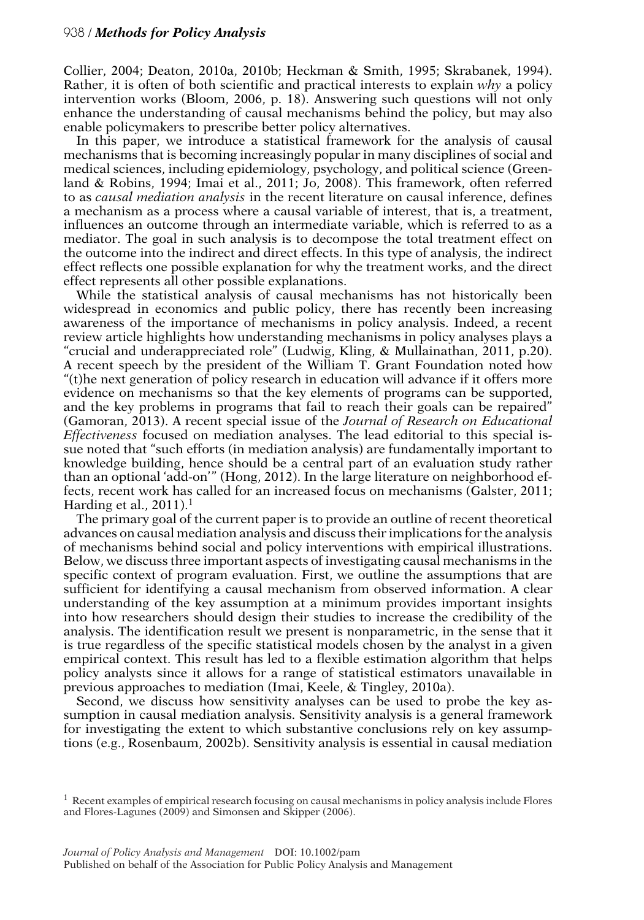Collier, 2004; Deaton, 2010a, 2010b; Heckman & Smith, 1995; Skrabanek, 1994). Rather, it is often of both scientific and practical interests to explain *why* a policy intervention works (Bloom, 2006, p. 18). Answering such questions will not only enhance the understanding of causal mechanisms behind the policy, but may also enable policymakers to prescribe better policy alternatives.

In this paper, we introduce a statistical framework for the analysis of causal mechanisms that is becoming increasingly popular in many disciplines of social and medical sciences, including epidemiology, psychology, and political science (Greenland & Robins, 1994; Imai et al., 2011; Jo, 2008). This framework, often referred to as *causal mediation analysis* in the recent literature on causal inference, defines a mechanism as a process where a causal variable of interest, that is, a treatment, influences an outcome through an intermediate variable, which is referred to as a mediator. The goal in such analysis is to decompose the total treatment effect on the outcome into the indirect and direct effects. In this type of analysis, the indirect effect reflects one possible explanation for why the treatment works, and the direct effect represents all other possible explanations.

While the statistical analysis of causal mechanisms has not historically been widespread in economics and public policy, there has recently been increasing awareness of the importance of mechanisms in policy analysis. Indeed, a recent review article highlights how understanding mechanisms in policy analyses plays a "crucial and underappreciated role" (Ludwig, Kling, & Mullainathan, 2011, p.20). A recent speech by the president of the William T. Grant Foundation noted how "(t)he next generation of policy research in education will advance if it offers more evidence on mechanisms so that the key elements of programs can be supported, and the key problems in programs that fail to reach their goals can be repaired" (Gamoran, 2013). A recent special issue of the *Journal of Research on Educational Effectiveness* focused on mediation analyses. The lead editorial to this special issue noted that "such efforts (in mediation analysis) are fundamentally important to knowledge building, hence should be a central part of an evaluation study rather than an optional 'add-on'" (Hong, 2012). In the large literature on neighborhood effects, recent work has called for an increased focus on mechanisms (Galster, 2011; Harding et al., 2011).[1]

The primary goal of the current paper is to provide an outline of recent theoretical advances on causal mediation analysis and discuss their implications for the analysis of mechanisms behind social and policy interventions with empirical illustrations. Below, we discuss three important aspects of investigating causal mechanisms in the specific context of program evaluation. First, we outline the assumptions that are sufficient for identifying a causal mechanism from observed information. A clear understanding of the key assumption at a minimum provides important insights into how researchers should design their studies to increase the credibility of the analysis. The identification result we present is nonparametric, in the sense that it is true regardless of the specific statistical models chosen by the analyst in a given empirical context. This result has led to a flexible estimation algorithm that helps policy analysts since it allows for a range of statistical estimators unavailable in previous approaches to mediation (Imai, Keele, & Tingley, 2010a).

Second, we discuss how sensitivity analyses can be used to probe the key assumption in causal mediation analysis. Sensitivity analysis is a general framework for investigating the extent to which substantive conclusions rely on key assumptions (e.g., Rosenbaum, 2002b). Sensitivity analysis is essential in causal mediation

[1] Recent examples of empirical research focusing on causal mechanisms in policy analysis include Flores and Flores-Lagunes (2009) and Simonsen and Skipper (2006).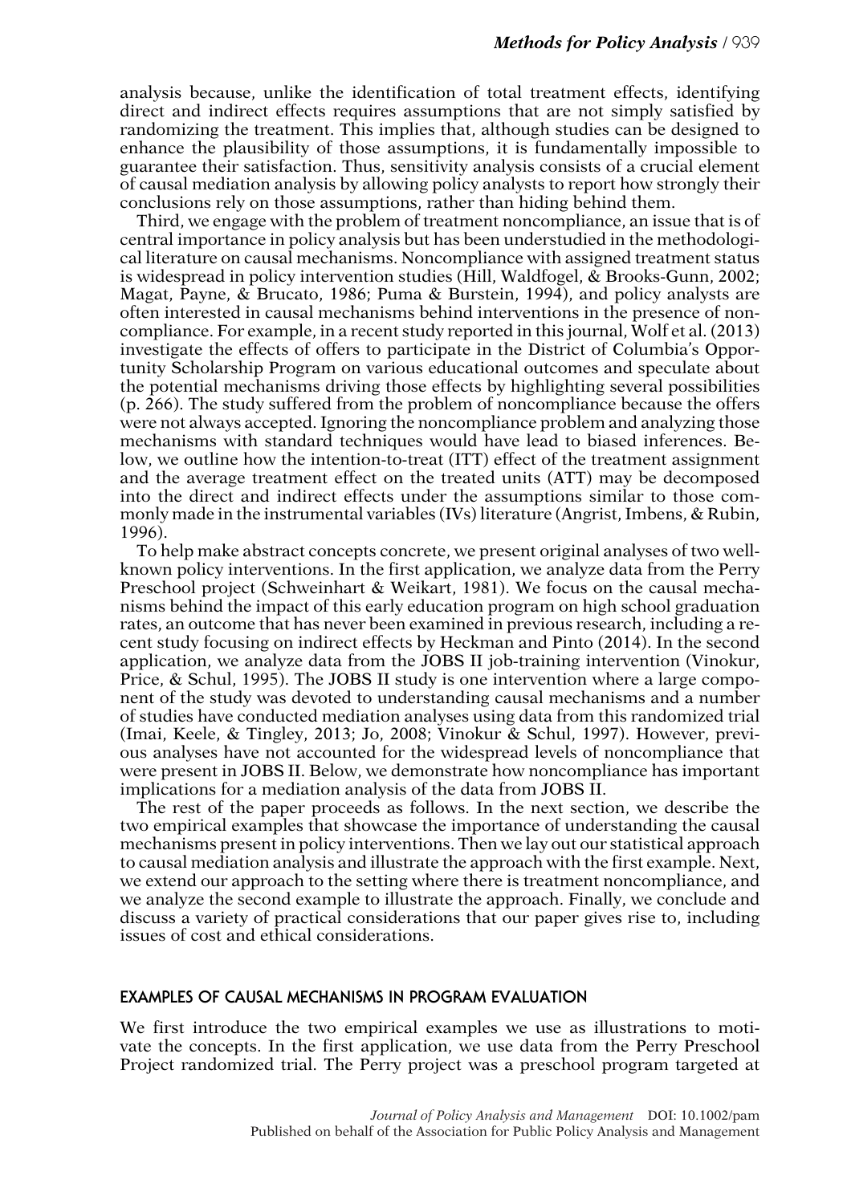analysis because, unlike the identification of total treatment effects, identifying direct and indirect effects requires assumptions that are not simply satisfied by randomizing the treatment. This implies that, although studies can be designed to enhance the plausibility of those assumptions, it is fundamentally impossible to guarantee their satisfaction. Thus, sensitivity analysis consists of a crucial element of causal mediation analysis by allowing policy analysts to report how strongly their conclusions rely on those assumptions, rather than hiding behind them.

Third, we engage with the problem of treatment noncompliance, an issue that is of central importance in policy analysis but has been understudied in the methodological literature on causal mechanisms. Noncompliance with assigned treatment status is widespread in policy intervention studies (Hill, Waldfogel, & Brooks-Gunn, 2002; Magat, Payne, & Brucato, 1986; Puma & Burstein, 1994), and policy analysts are often interested in causal mechanisms behind interventions in the presence of noncompliance. For example, in a recent study reported in this journal, Wolf et al. (2013) investigate the effects of offers to participate in the District of Columbia's Opportunity Scholarship Program on various educational outcomes and speculate about the potential mechanisms driving those effects by highlighting several possibilities (p. 266). The study suffered from the problem of noncompliance because the offers were not always accepted. Ignoring the noncompliance problem and analyzing those mechanisms with standard techniques would have lead to biased inferences. Below, we outline how the intention-to-treat (ITT) effect of the treatment assignment and the average treatment effect on the treated units (ATT) may be decomposed into the direct and indirect effects under the assumptions similar to those commonly made in the instrumental variables (IVs) literature (Angrist, Imbens, & Rubin, 1996).

To help make abstract concepts concrete, we present original analyses of two well-known policy interventions. In the first application, we analyze data from the Perry Preschool project (Schweinhart & Weikart, 1981). We focus on the causal mechanisms behind the impact of this early education program on high school graduation rates, an outcome that has never been examined in previous research, including a recent study focusing on indirect effects by Heckman and Pinto (2014). In the second application, we analyze data from the JOBS II job-training intervention (Vinokur, Price, & Schul, 1995). The JOBS II study is one intervention where a large component of the study was devoted to understanding causal mechanisms and a number of studies have conducted mediation analyses using data from this randomized trial (Imai, Keele, & Tingley, 2013; Jo, 2008; Vinokur & Schul, 1997). However, previous analyses have not accounted for the widespread levels of noncompliance that were present in JOBS II. Below, we demonstrate how noncompliance has important implications for a mediation analysis of the data from JOBS II.

The rest of the paper proceeds as follows. In the next section, we describe the two empirical examples that showcase the importance of understanding the causal mechanisms present in policy interventions. Then we lay out our statistical approach to causal mediation analysis and illustrate the approach with the first example. Next, we extend our approach to the setting where there is treatment noncompliance, and we analyze the second example to illustrate the approach. Finally, we conclude and discuss a variety of practical considerations that our paper gives rise to, including issues of cost and ethical considerations.

## EXAMPLES OF CAUSAL MECHANISMS IN PROGRAM EVALUATION

We first introduce the two empirical examples we use as illustrations to motivate the concepts. In the first application, we use data from the Perry Preschool Project randomized trial. The Perry project was a preschool program targeted at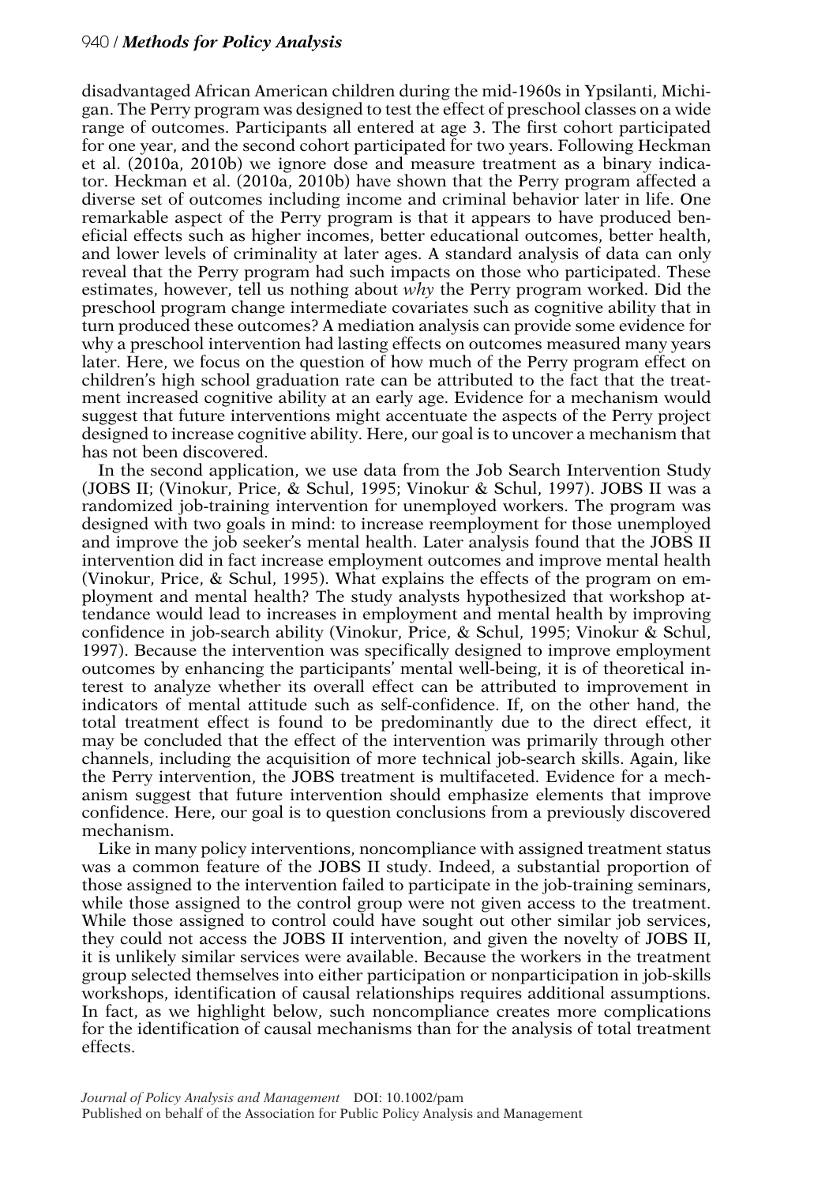disadvantaged African American children during the mid-1960s in Ypsilanti, Michigan. The Perry program was designed to test the effect of preschool classes on a wide range of outcomes. Participants all entered at age 3. The first cohort participated for one year, and the second cohort participated for two years. Following Heckman et al. (2010a, 2010b) we ignore dose and measure treatment as a binary indicator. Heckman et al. (2010a, 2010b) have shown that the Perry program affected a diverse set of outcomes including income and criminal behavior later in life. One remarkable aspect of the Perry program is that it appears to have produced beneficial effects such as higher incomes, better educational outcomes, better health, and lower levels of criminality at later ages. A standard analysis of data can only reveal that the Perry program had such impacts on those who participated. These estimates, however, tell us nothing about *why* the Perry program worked. Did the preschool program change intermediate covariates such as cognitive ability that in turn produced these outcomes? A mediation analysis can provide some evidence for why a preschool intervention had lasting effects on outcomes measured many years later. Here, we focus on the question of how much of the Perry program effect on children's high school graduation rate can be attributed to the fact that the treatment increased cognitive ability at an early age. Evidence for a mechanism would suggest that future interventions might accentuate the aspects of the Perry project designed to increase cognitive ability. Here, our goal is to uncover a mechanism that has not been discovered.

In the second application, we use data from the Job Search Intervention Study (JOBS II; (Vinokur, Price, & Schul, 1995; Vinokur & Schul, 1997). JOBS II was a randomized job-training intervention for unemployed workers. The program was designed with two goals in mind: to increase reemployment for those unemployed and improve the job seeker's mental health. Later analysis found that the JOBS II intervention did in fact increase employment outcomes and improve mental health (Vinokur, Price, & Schul, 1995). What explains the effects of the program on employment and mental health? The study analysts hypothesized that workshop attendance would lead to increases in employment and mental health by improving confidence in job-search ability (Vinokur, Price, & Schul, 1995; Vinokur & Schul, 1997). Because the intervention was specifically designed to improve employment outcomes by enhancing the participants' mental well-being, it is of theoretical interest to analyze whether its overall effect can be attributed to improvement in indicators of mental attitude such as self-confidence. If, on the other hand, the total treatment effect is found to be predominantly due to the direct effect, it may be concluded that the effect of the intervention was primarily through other channels, including the acquisition of more technical job-search skills. Again, like the Perry intervention, the JOBS treatment is multifaceted. Evidence for a mechanism suggest that future intervention should emphasize elements that improve confidence. Here, our goal is to question conclusions from a previously discovered mechanism.

Like in many policy interventions, noncompliance with assigned treatment status was a common feature of the JOBS II study. Indeed, a substantial proportion of those assigned to the intervention failed to participate in the job-training seminars, while those assigned to the control group were not given access to the treatment. While those assigned to control could have sought out other similar job services, they could not access the JOBS II intervention, and given the novelty of JOBS II, it is unlikely similar services were available. Because the workers in the treatment group selected themselves into either participation or nonparticipation in job-skills workshops, identification of causal relationships requires additional assumptions. In fact, as we highlight below, such noncompliance creates more complications for the identification of causal mechanisms than for the analysis of total treatment effects.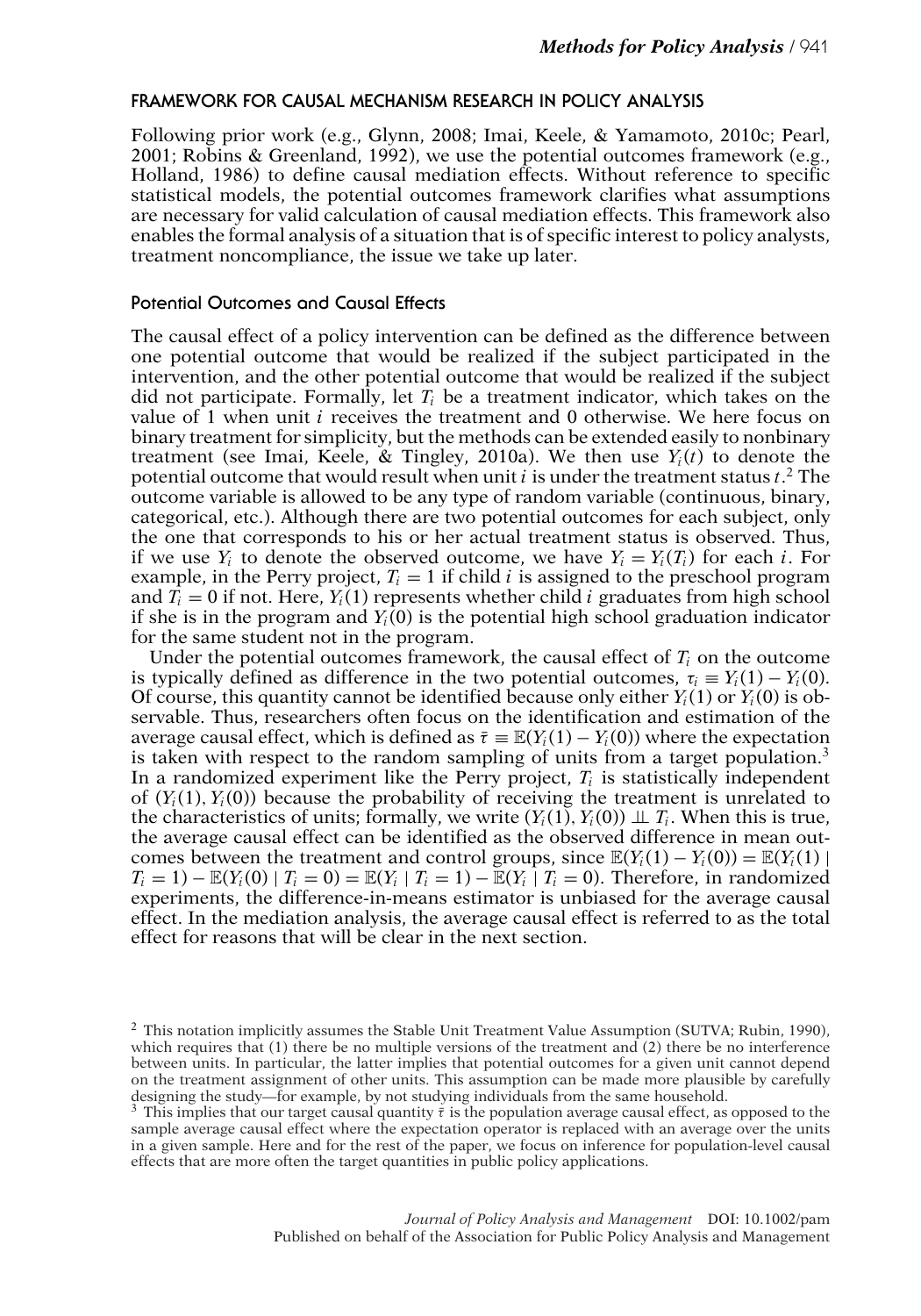## FRAMEWORK FOR CAUSAL MECHANISM RESEARCH IN POLICY ANALYSIS

Following prior work (e.g., Glynn, 2008; Imai, Keele, & Yamamoto, 2010c; Pearl, 2001; Robins & Greenland, 1992), we use the potential outcomes framework (e.g., Holland, 1986) to define causal mediation effects. Without reference to specific statistical models, the potential outcomes framework clarifies what assumptions are necessary for valid calculation of causal mediation effects. This framework also enables the formal analysis of a situation that is of specific interest to policy analysts, treatment noncompliance, the issue we take up later.

### Potential Outcomes and Causal Effects

The causal effect of a policy intervention can be defined as the difference between one potential outcome that would be realized if the subject participated in the intervention, and the other potential outcome that would be realized if the subject did not participate. Formally, let $T_i$ be a treatment indicator, which takes on the value of 1 when unit $i$ receives the treatment and 0 otherwise. We here focus on binary treatment for simplicity, but the methods can be extended easily to nonbinary treatment (see Imai, Keele, & Tingley, 2010a). We then use $Y_i(t)$ to denote the potential outcome that would result when unit $i$ is under the treatment status $t$.[2] The outcome variable is allowed to be any type of random variable (continuous, binary, categorical, etc.). Although there are two potential outcomes for each subject, only the one that corresponds to his or her actual treatment status is observed. Thus, if we use $Y_i$ to denote the observed outcome, we have $Y_i = Y_i(T_i)$ for each $i$. For example, in the Perry project, $T_i = 1$ if child $i$ is assigned to the preschool program and $T_i = 0$ if not. Here, $Y_i(1)$ represents whether child $i$ graduates from high school if she is in the program and $Y_i(0)$ is the potential high school graduation indicator for the same student not in the program.

Under the potential outcomes framework, the causal effect of $T_i$ on the outcome is typically defined as difference in the two potential outcomes, $\tau_i \equiv Y_i(1) - Y_i(0)$. Of course, this quantity cannot be identified because only either $Y_i(1)$ or $Y_i(0)$ is observable. Thus, researchers often focus on the identification and estimation of the average causal effect, which is defined as $\bar{\tau} \equiv \mathbb{E}(Y_i(1) - Y_i(0))$ where the expectation is taken with respect to the random sampling of units from a target population.[3] In a randomized experiment like the Perry project, $T_i$ is statistically independent of $(Y_i(1), Y_i(0))$ because the probability of receiving the treatment is unrelated to the characteristics of units; formally, we write $(Y_i(1), Y_i(0)) \perp\!\!\!\perp T_i$. When this is true, the average causal effect can be identified as the observed difference in mean outcomes between the treatment and control groups, since $\mathbb{E}(Y_i(1) - Y_i(0)) = \mathbb{E}(Y_i(1) \mid T_i = 1) - \mathbb{E}(Y_i(0) \mid T_i = 0) = \mathbb{E}(Y_i \mid T_i = 1) - \mathbb{E}(Y_i \mid T_i = 0)$. Therefore, in randomized experiments, the difference-in-means estimator is unbiased for the average causal effect. In the mediation analysis, the average causal effect is referred to as the total effect for reasons that will be clear in the next section.

---

[2] This notation implicitly assumes the Stable Unit Treatment Value Assumption (SUTVA; Rubin, 1990), which requires that (1) there be no multiple versions of the treatment and (2) there be no interference between units. In particular, the latter implies that potential outcomes for a given unit cannot depend on the treatment assignment of other units. This assumption can be made more plausible by carefully designing the study—for example, by not studying individuals from the same household.

[3] This implies that our target causal quantity $\bar{\tau}$ is the population average causal effect, as opposed to the sample average causal effect where the expectation operator is replaced with an average over the units in a given sample. Here and for the rest of the paper, we focus on inference for population-level causal effects that are more often the target quantities in public policy applications.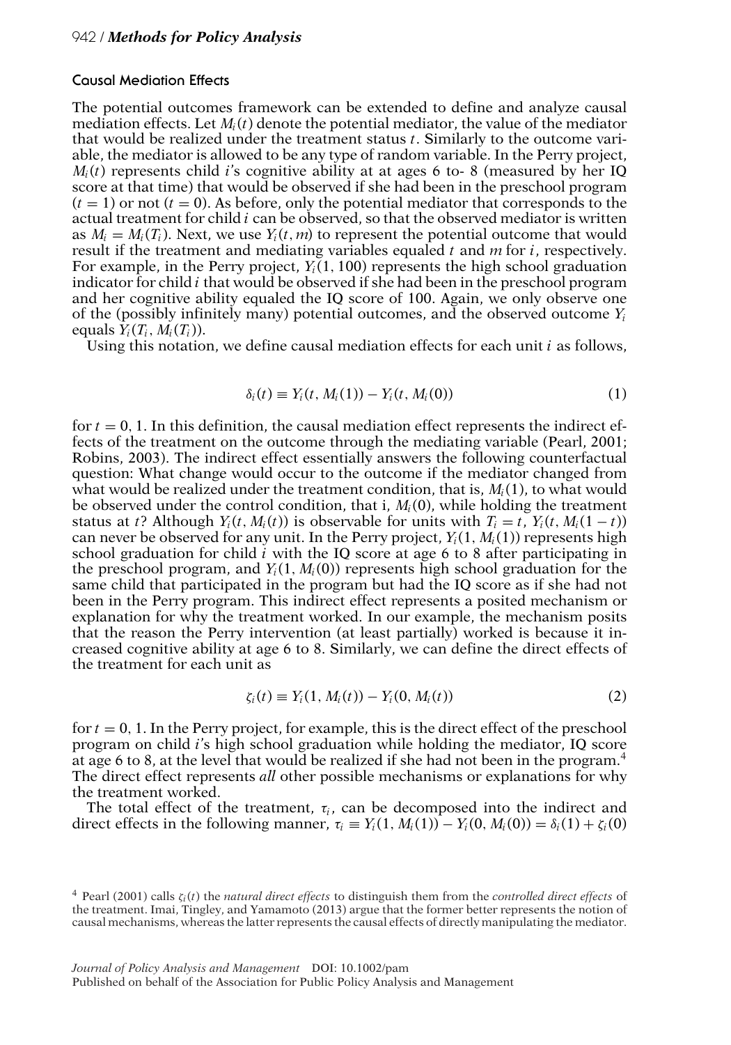### Causal Mediation Effects

The potential outcomes framework can be extended to define and analyze causal mediation effects. Let $M_i(t)$ denote the potential mediator, the value of the mediator that would be realized under the treatment status $t$. Similarly to the outcome variable, the mediator is allowed to be any type of random variable. In the Perry project, $M_i(t)$ represents child $i$'s cognitive ability at at ages 6 to- 8 (measured by her IQ score at that time) that would be observed if she had been in the preschool program ($t = 1$) or not ($t = 0$). As before, only the potential mediator that corresponds to the actual treatment for child $i$ can be observed, so that the observed mediator is written as $M_i = M_i(T_i)$. Next, we use $Y_i(t, m)$ to represent the potential outcome that would result if the treatment and mediating variables equaled $t$ and $m$ for $i$, respectively. For example, in the Perry project, $Y_i(1, 100)$ represents the high school graduation indicator for child $i$ that would be observed if she had been in the preschool program and her cognitive ability equaled the IQ score of 100. Again, we only observe one of the (possibly infinitely many) potential outcomes, and the observed outcome $Y_i$ equals $Y_i(T_i, M_i(T_i))$.

Using this notation, we define causal mediation effects for each unit $i$ as follows,

$$\delta_i(t) \equiv Y_i(t, M_i(1)) - Y_i(t, M_i(0)) \tag{1}$$

for $t = 0, 1$. In this definition, the causal mediation effect represents the indirect effects of the treatment on the outcome through the mediating variable (Pearl, 2001; Robins, 2003). The indirect effect essentially answers the following counterfactual question: What change would occur to the outcome if the mediator changed from what would be realized under the treatment condition, that is, $M_i(1)$, to what would be observed under the control condition, that i, $M_i(0)$, while holding the treatment status at $t$? Although $Y_i(t, M_i(t))$ is observable for units with $T_i = t$, $Y_i(t, M_i(1-t))$ can never be observed for any unit. In the Perry project, $Y_i(1, M_i(1))$ represents high school graduation for child $i$ with the IQ score at age 6 to 8 after participating in the preschool program, and $Y_i(1, M_i(0))$ represents high school graduation for the same child that participated in the program but had the IQ score as if she had not been in the Perry program. This indirect effect represents a posited mechanism or explanation for why the treatment worked. In our example, the mechanism posits that the reason the Perry intervention (at least partially) worked is because it increased cognitive ability at age 6 to 8. Similarly, we can define the direct effects of the treatment for each unit as

$$\zeta_i(t) \equiv Y_i(1, M_i(t)) - Y_i(0, M_i(t)) \tag{2}$$

for $t = 0, 1$. In the Perry project, for example, this is the direct effect of the preschool program on child $i$'s high school graduation while holding the mediator, IQ score at age 6 to 8, at the level that would be realized if she had not been in the program.[4] The direct effect represents *all* other possible mechanisms or explanations for why the treatment worked.

The total effect of the treatment, $\tau_i$, can be decomposed into the indirect and direct effects in the following manner, $\tau_i \equiv Y_i(1, M_i(1)) - Y_i(0, M_i(0)) = \delta_i(1) + \zeta_i(0)$

[4] Pearl (2001) calls $\zeta_i(t)$ the *natural direct effects* to distinguish them from the *controlled direct effects* of the treatment. Imai, Tingley, and Yamamoto (2013) argue that the former better represents the notion of causal mechanisms, whereas the latter represents the causal effects of directly manipulating the mediator.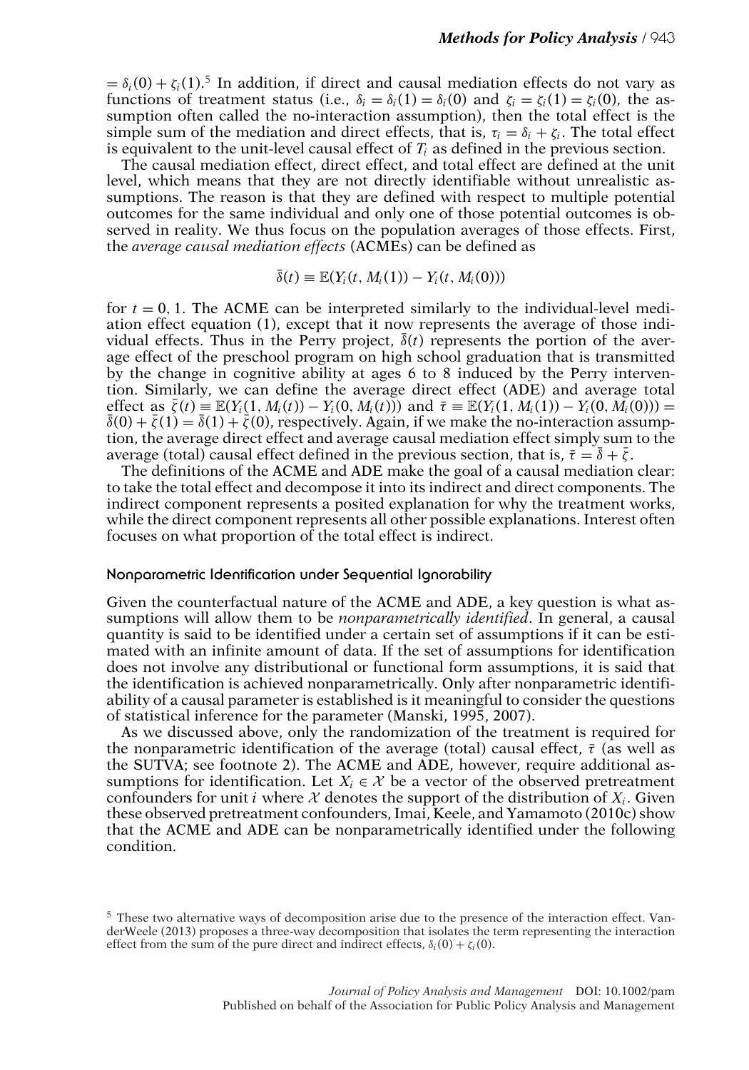$= \delta_i(0) + \zeta_i(1)$.[5] In addition, if direct and causal mediation effects do not vary as functions of treatment status (i.e., $\delta_i = \delta_i(1) = \delta_i(0)$ and $\zeta_i = \zeta_i(1) = \zeta_i(0)$, the assumption often called the no-interaction assumption), then the total effect is the simple sum of the mediation and direct effects, that is, $\tau_i = \delta_i + \zeta_i$. The total effect is equivalent to the unit-level causal effect of $T_i$ as defined in the previous section.

The causal mediation effect, direct effect, and total effect are defined at the unit level, which means that they are not directly identifiable without unrealistic assumptions. The reason is that they are defined with respect to multiple potential outcomes for the same individual and only one of those potential outcomes is observed in reality. We thus focus on the population averages of those effects. First, the *average causal mediation effects* (ACMEs) can be defined as

$$\bar{\delta}(t) \equiv \mathbb{E}(Y_i(t, M_i(1)) - Y_i(t, M_i(0)))$$

for $t = 0, 1$. The ACME can be interpreted similarly to the individual-level mediation effect equation (1), except that it now represents the average of those individual effects. Thus in the Perry project, $\bar{\delta}(t)$ represents the portion of the average effect of the preschool program on high school graduation that is transmitted by the change in cognitive ability at ages 6 to 8 induced by the Perry intervention. Similarly, we can define the average direct effect (ADE) and average total effect as $\bar{\zeta}(t) \equiv \mathbb{E}(Y_i(1, M_i(t)) - Y_i(0, M_i(t)))$ and $\bar{\tau} \equiv \mathbb{E}(Y_i(1, M_i(1)) - Y_i(0, M_i(0))) = \bar{\delta}(0) + \bar{\zeta}(1) = \bar{\delta}(1) + \bar{\zeta}(0)$, respectively. Again, if we make the no-interaction assumption, the average direct effect and average causal mediation effect simply sum to the average (total) causal effect defined in the previous section, that is, $\bar{\tau} = \bar{\delta} + \bar{\zeta}$.

The definitions of the ACME and ADE make the goal of a causal mediation clear: to take the total effect and decompose it into its indirect and direct components. The indirect component represents a posited explanation for why the treatment works, while the direct component represents all other possible explanations. Interest often focuses on what proportion of the total effect is indirect.

### Nonparametric Identification under Sequential Ignorability

Given the counterfactual nature of the ACME and ADE, a key question is what assumptions will allow them to be *nonparametrically identified*. In general, a causal quantity is said to be identified under a certain set of assumptions if it can be estimated with an infinite amount of data. If the set of assumptions for identification does not involve any distributional or functional form assumptions, it is said that the identification is achieved nonparametrically. Only after nonparametric identifiability of a causal parameter is established is it meaningful to consider the questions of statistical inference for the parameter (Manski, 1995, 2007).

As we discussed above, only the randomization of the treatment is required for the nonparametric identification of the average (total) causal effect, $\bar{\tau}$ (as well as the SUTVA; see footnote 2). The ACME and ADE, however, require additional assumptions for identification. Let $X_i \in \mathcal{X}$ be a vector of the observed pretreatment confounders for unit $i$ where $\mathcal{X}$ denotes the support of the distribution of $X_i$. Given these observed pretreatment confounders, Imai, Keele, and Yamamoto (2010c) show that the ACME and ADE can be nonparametrically identified under the following condition.

[5] These two alternative ways of decomposition arise due to the presence of the interaction effect. VanderWeele (2013) proposes a three-way decomposition that isolates the term representing the interaction effect from the sum of the pure direct and indirect effects, $\delta_i(0) + \zeta_i(0)$.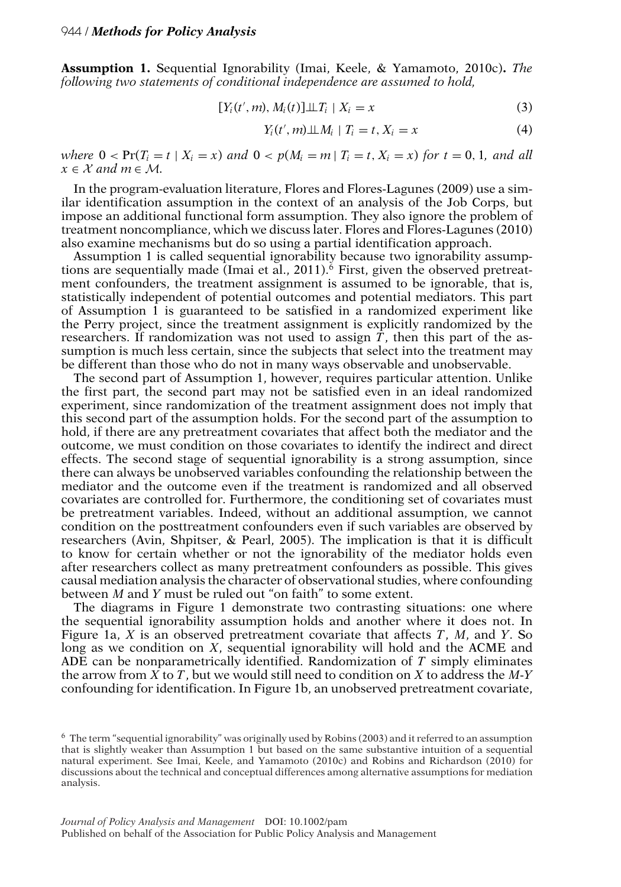**Assumption 1.** Sequential Ignorability (Imai, Keele, & Yamamoto, 2010c)**.** *The following two statements of conditional independence are assumed to hold,*

$$[Y_i(t', m), M_i(t)] \perp\!\!\!\perp T_i \mid X_i = x \tag{3}$$

$$Y_i(t', m) \perp\!\!\!\perp M_i \mid T_i = t, X_i = x \tag{4}$$

*where* $0 < \Pr(T_i = t \mid X_i = x)$ *and* $0 < p(M_i = m \mid T_i = t, X_i = x)$ *for* $t = 0, 1$, *and all* $x \in \mathcal{X}$ *and* $m \in \mathcal{M}$.

In the program-evaluation literature, Flores and Flores-Lagunes (2009) use a similar identification assumption in the context of an analysis of the Job Corps, but impose an additional functional form assumption. They also ignore the problem of treatment noncompliance, which we discuss later. Flores and Flores-Lagunes (2010) also examine mechanisms but do so using a partial identification approach.

Assumption 1 is called sequential ignorability because two ignorability assumptions are sequentially made (Imai et al., 2011).[6] First, given the observed pretreatment confounders, the treatment assignment is assumed to be ignorable, that is, statistically independent of potential outcomes and potential mediators. This part of Assumption 1 is guaranteed to be satisfied in a randomized experiment like the Perry project, since the treatment assignment is explicitly randomized by the researchers. If randomization was not used to assign $T$, then this part of the assumption is much less certain, since the subjects that select into the treatment may be different than those who do not in many ways observable and unobservable.

The second part of Assumption 1, however, requires particular attention. Unlike the first part, the second part may not be satisfied even in an ideal randomized experiment, since randomization of the treatment assignment does not imply that this second part of the assumption holds. For the second part of the assumption to hold, if there are any pretreatment covariates that affect both the mediator and the outcome, we must condition on those covariates to identify the indirect and direct effects. The second stage of sequential ignorability is a strong assumption, since there can always be unobserved variables confounding the relationship between the mediator and the outcome even if the treatment is randomized and all observed covariates are controlled for. Furthermore, the conditioning set of covariates must be pretreatment variables. Indeed, without an additional assumption, we cannot condition on the posttreatment confounders even if such variables are observed by researchers (Avin, Shpitser, & Pearl, 2005). The implication is that it is difficult to know for certain whether or not the ignorability of the mediator holds even after researchers collect as many pretreatment confounders as possible. This gives causal mediation analysis the character of observational studies, where confounding between $M$ and $Y$ must be ruled out "on faith" to some extent.

The diagrams in Figure 1 demonstrate two contrasting situations: one where the sequential ignorability assumption holds and another where it does not. In Figure 1a, $X$ is an observed pretreatment covariate that affects $T$, $M$, and $Y$. So long as we condition on $X$, sequential ignorability will hold and the ACME and ADE can be nonparametrically identified. Randomization of $T$ simply eliminates the arrow from $X$ to $T$, but we would still need to condition on $X$ to address the $M$-$Y$ confounding for identification. In Figure 1b, an unobserved pretreatment covariate,

[6] The term "sequential ignorability" was originally used by Robins (2003) and it referred to an assumption that is slightly weaker than Assumption 1 but based on the same substantive intuition of a sequential natural experiment. See Imai, Keele, and Yamamoto (2010c) and Robins and Richardson (2010) for discussions about the technical and conceptual differences among alternative assumptions for mediation analysis.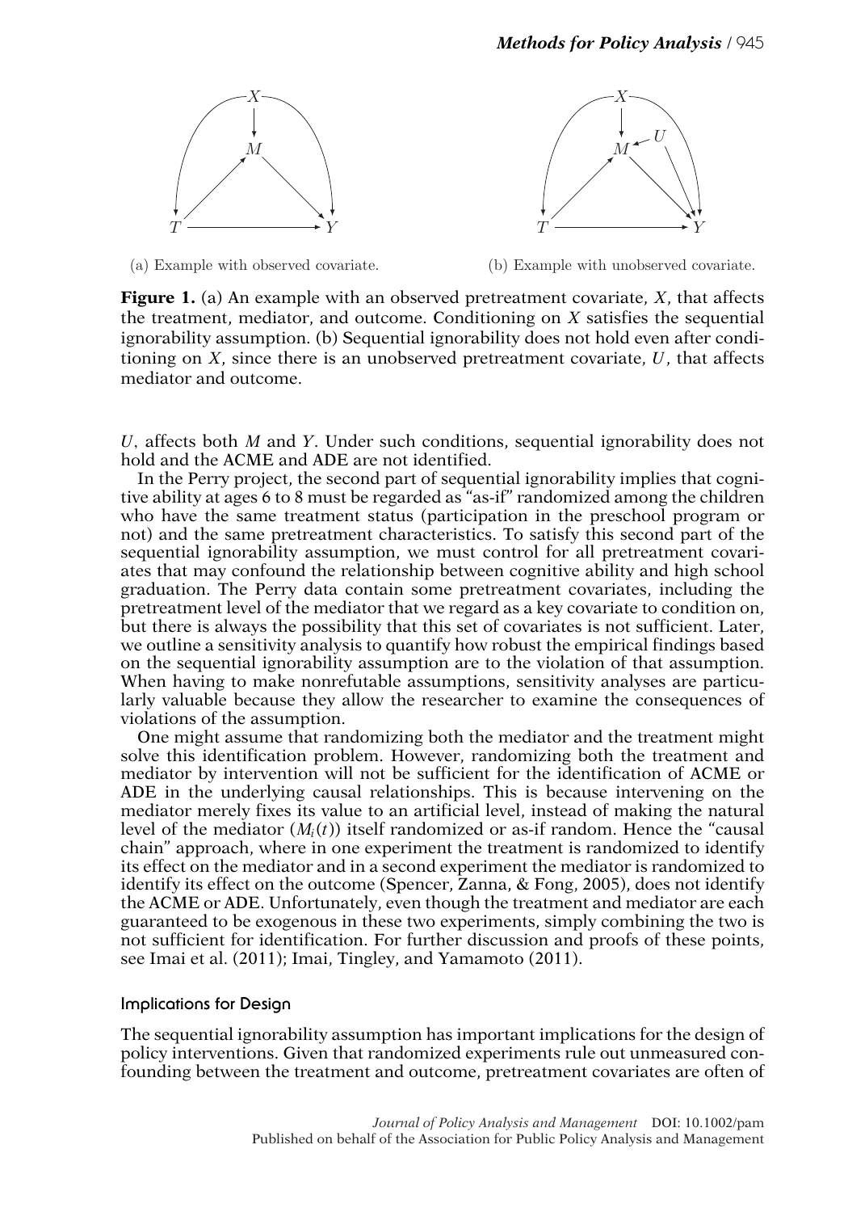X

M

T

Y

(a) Example with observed covariate.

X

U

M

T

Y

(b) Example with unobserved covariate.

**Figure 1.** (a) An example with an observed pretreatment covariate, $X$, that affects the treatment, mediator, and outcome. Conditioning on $X$ satisfies the sequential ignorability assumption. (b) Sequential ignorability does not hold even after conditioning on $X$, since there is an unobserved pretreatment covariate, $U$, that affects mediator and outcome.

$U$, affects both $M$ and $Y$. Under such conditions, sequential ignorability does not hold and the ACME and ADE are not identified.

In the Perry project, the second part of sequential ignorability implies that cognitive ability at ages 6 to 8 must be regarded as "as-if" randomized among the children who have the same treatment status (participation in the preschool program or not) and the same pretreatment characteristics. To satisfy this second part of the sequential ignorability assumption, we must control for all pretreatment covariates that may confound the relationship between cognitive ability and high school graduation. The Perry data contain some pretreatment covariates, including the pretreatment level of the mediator that we regard as a key covariate to condition on, but there is always the possibility that this set of covariates is not sufficient. Later, we outline a sensitivity analysis to quantify how robust the empirical findings based on the sequential ignorability assumption are to the violation of that assumption. When having to make nonrefutable assumptions, sensitivity analyses are particularly valuable because they allow the researcher to examine the consequences of violations of the assumption.

One might assume that randomizing both the mediator and the treatment might solve this identification problem. However, randomizing both the treatment and mediator by intervention will not be sufficient for the identification of ACME or ADE in the underlying causal relationships. This is because intervening on the mediator merely fixes its value to an artificial level, instead of making the natural level of the mediator ($M_i(t)$) itself randomized or as-if random. Hence the "causal chain" approach, where in one experiment the treatment is randomized to identify its effect on the mediator and in a second experiment the mediator is randomized to identify its effect on the outcome (Spencer, Zanna, & Fong, 2005), does not identify the ACME or ADE. Unfortunately, even though the treatment and mediator are each guaranteed to be exogenous in these two experiments, simply combining the two is not sufficient for identification. For further discussion and proofs of these points, see Imai et al. (2011); Imai, Tingley, and Yamamoto (2011).

### Implications for Design

The sequential ignorability assumption has important implications for the design of policy interventions. Given that randomized experiments rule out unmeasured confounding between the treatment and outcome, pretreatment covariates are often of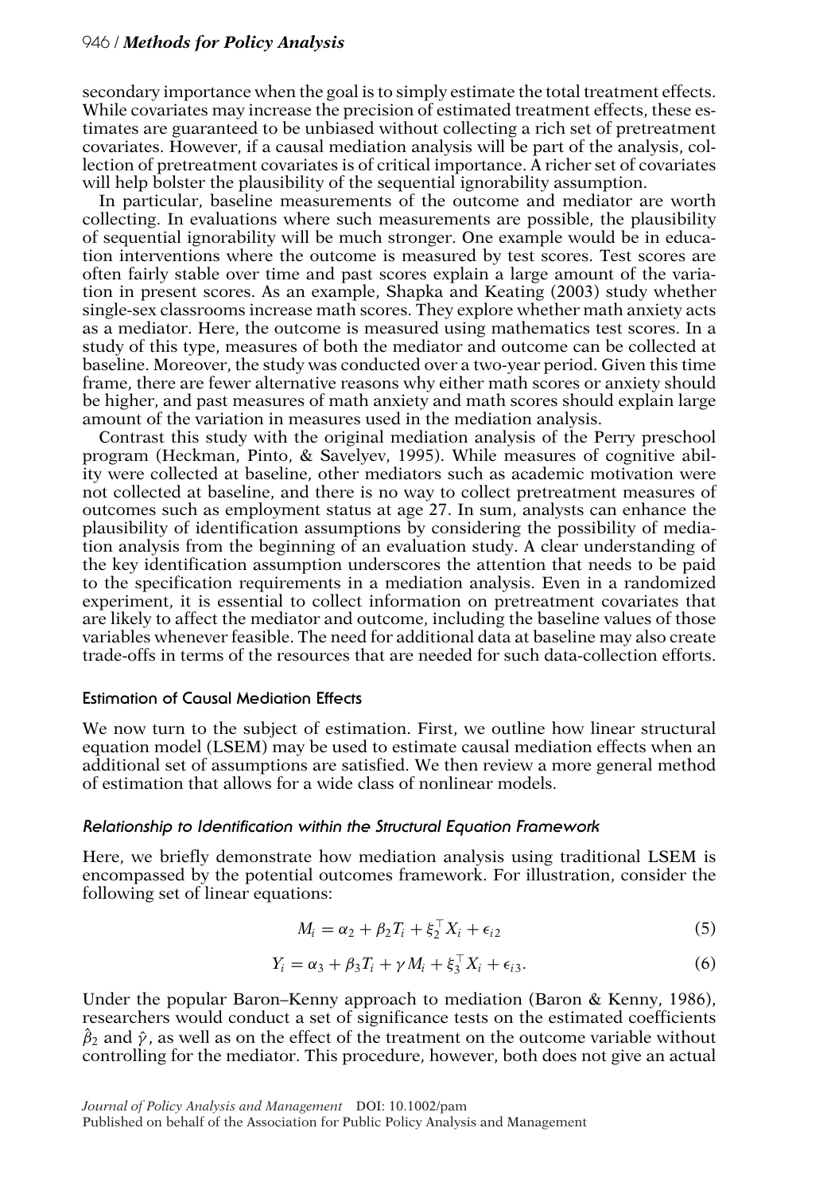secondary importance when the goal is to simply estimate the total treatment effects. While covariates may increase the precision of estimated treatment effects, these estimates are guaranteed to be unbiased without collecting a rich set of pretreatment covariates. However, if a causal mediation analysis will be part of the analysis, collection of pretreatment covariates is of critical importance. A richer set of covariates will help bolster the plausibility of the sequential ignorability assumption.

In particular, baseline measurements of the outcome and mediator are worth collecting. In evaluations where such measurements are possible, the plausibility of sequential ignorability will be much stronger. One example would be in education interventions where the outcome is measured by test scores. Test scores are often fairly stable over time and past scores explain a large amount of the variation in present scores. As an example, Shapka and Keating (2003) study whether single-sex classrooms increase math scores. They explore whether math anxiety acts as a mediator. Here, the outcome is measured using mathematics test scores. In a study of this type, measures of both the mediator and outcome can be collected at baseline. Moreover, the study was conducted over a two-year period. Given this time frame, there are fewer alternative reasons why either math scores or anxiety should be higher, and past measures of math anxiety and math scores should explain large amount of the variation in measures used in the mediation analysis.

Contrast this study with the original mediation analysis of the Perry preschool program (Heckman, Pinto, & Savelyev, 1995). While measures of cognitive ability were collected at baseline, other mediators such as academic motivation were not collected at baseline, and there is no way to collect pretreatment measures of outcomes such as employment status at age 27. In sum, analysts can enhance the plausibility of identification assumptions by considering the possibility of mediation analysis from the beginning of an evaluation study. A clear understanding of the key identification assumption underscores the attention that needs to be paid to the specification requirements in a mediation analysis. Even in a randomized experiment, it is essential to collect information on pretreatment covariates that are likely to affect the mediator and outcome, including the baseline values of those variables whenever feasible. The need for additional data at baseline may also create trade-offs in terms of the resources that are needed for such data-collection efforts.

### Estimation of Causal Mediation Effects

We now turn to the subject of estimation. First, we outline how linear structural equation model (LSEM) may be used to estimate causal mediation effects when an additional set of assumptions are satisfied. We then review a more general method of estimation that allows for a wide class of nonlinear models.

#### *Relationship to Identification within the Structural Equation Framework*

Here, we briefly demonstrate how mediation analysis using traditional LSEM is encompassed by the potential outcomes framework. For illustration, consider the following set of linear equations:

$$M_i = \alpha_2 + \beta_2 T_i + \xi_2^\top X_i + \epsilon_{i2} \tag{5}$$

$$Y_i = \alpha_3 + \beta_3 T_i + \gamma M_i + \xi_3^\top X_i + \epsilon_{i3}. \tag{6}$$

Under the popular Baron–Kenny approach to mediation (Baron & Kenny, 1986), researchers would conduct a set of significance tests on the estimated coefficients $\hat{\beta}_2$ and $\hat{\gamma}$, as well as on the effect of the treatment on the outcome variable without controlling for the mediator. This procedure, however, both does not give an actual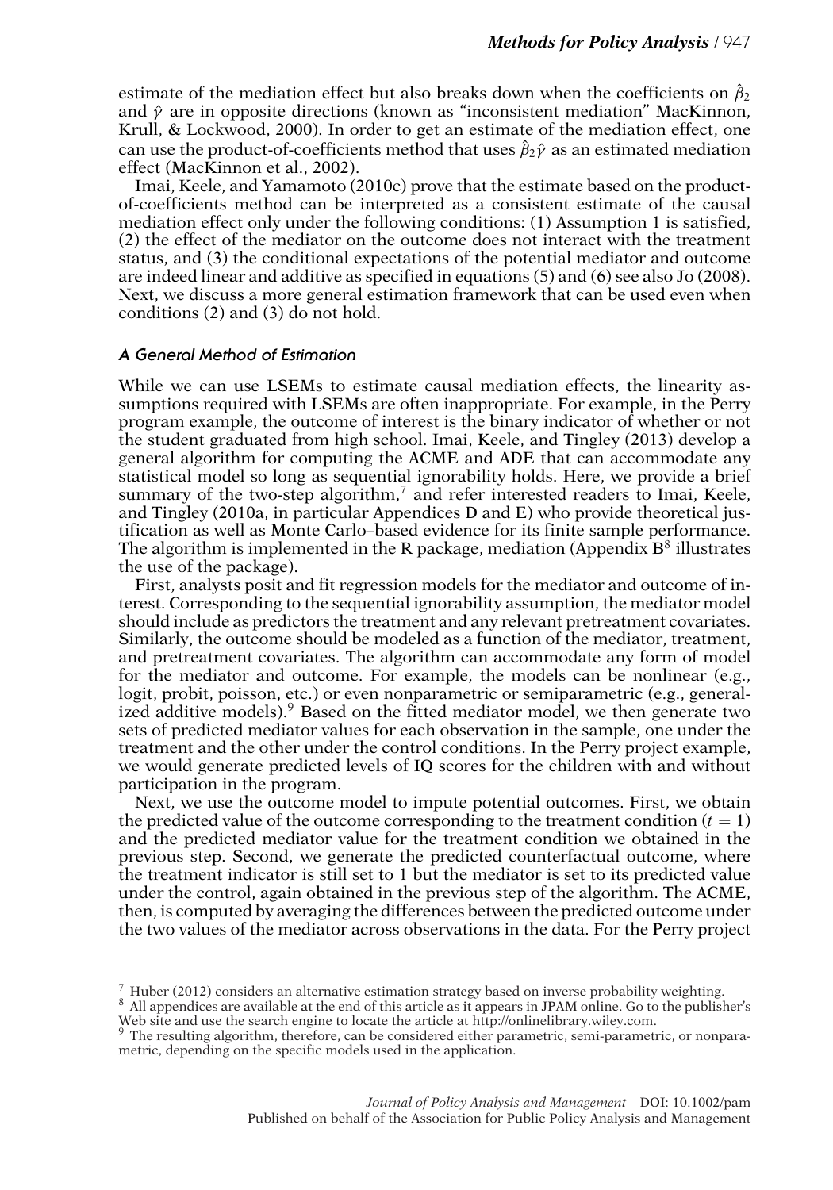estimate of the mediation effect but also breaks down when the coefficients on $\hat{\beta}_2$ and $\hat{\gamma}$ are in opposite directions (known as "inconsistent mediation" MacKinnon, Krull, & Lockwood, 2000). In order to get an estimate of the mediation effect, one can use the product-of-coefficients method that uses $\hat{\beta}_2\hat{\gamma}$ as an estimated mediation effect (MacKinnon et al., 2002).

Imai, Keele, and Yamamoto (2010c) prove that the estimate based on the product-of-coefficients method can be interpreted as a consistent estimate of the causal mediation effect only under the following conditions: (1) Assumption 1 is satisfied, (2) the effect of the mediator on the outcome does not interact with the treatment status, and (3) the conditional expectations of the potential mediator and outcome are indeed linear and additive as specified in equations (5) and (6) see also Jo (2008). Next, we discuss a more general estimation framework that can be used even when conditions (2) and (3) do not hold.

### *A General Method of Estimation*

While we can use LSEMs to estimate causal mediation effects, the linearity assumptions required with LSEMs are often inappropriate. For example, in the Perry program example, the outcome of interest is the binary indicator of whether or not the student graduated from high school. Imai, Keele, and Tingley (2013) develop a general algorithm for computing the ACME and ADE that can accommodate any statistical model so long as sequential ignorability holds. Here, we provide a brief summary of the two-step algorithm,[7] and refer interested readers to Imai, Keele, and Tingley (2010a, in particular Appendices D and E) who provide theoretical justification as well as Monte Carlo–based evidence for its finite sample performance. The algorithm is implemented in the R package, mediation (Appendix B[8] illustrates the use of the package).

First, analysts posit and fit regression models for the mediator and outcome of interest. Corresponding to the sequential ignorability assumption, the mediator model should include as predictors the treatment and any relevant pretreatment covariates. Similarly, the outcome should be modeled as a function of the mediator, treatment, and pretreatment covariates. The algorithm can accommodate any form of model for the mediator and outcome. For example, the models can be nonlinear (e.g., logit, probit, poisson, etc.) or even nonparametric or semiparametric (e.g., generalized additive models).[9] Based on the fitted mediator model, we then generate two sets of predicted mediator values for each observation in the sample, one under the treatment and the other under the control conditions. In the Perry project example, we would generate predicted levels of IQ scores for the children with and without participation in the program.

Next, we use the outcome model to impute potential outcomes. First, we obtain the predicted value of the outcome corresponding to the treatment condition ($t = 1$) and the predicted mediator value for the treatment condition we obtained in the previous step. Second, we generate the predicted counterfactual outcome, where the treatment indicator is still set to 1 but the mediator is set to its predicted value under the control, again obtained in the previous step of the algorithm. The ACME, then, is computed by averaging the differences between the predicted outcome under the two values of the mediator across observations in the data. For the Perry project

[7] Huber (2012) considers an alternative estimation strategy based on inverse probability weighting.

[8] All appendices are available at the end of this article as it appears in JPAM online. Go to the publisher's Web site and use the search engine to locate the article at http://onlinelibrary.wiley.com.

[9] The resulting algorithm, therefore, can be considered either parametric, semi-parametric, or nonparametric, depending on the specific models used in the application.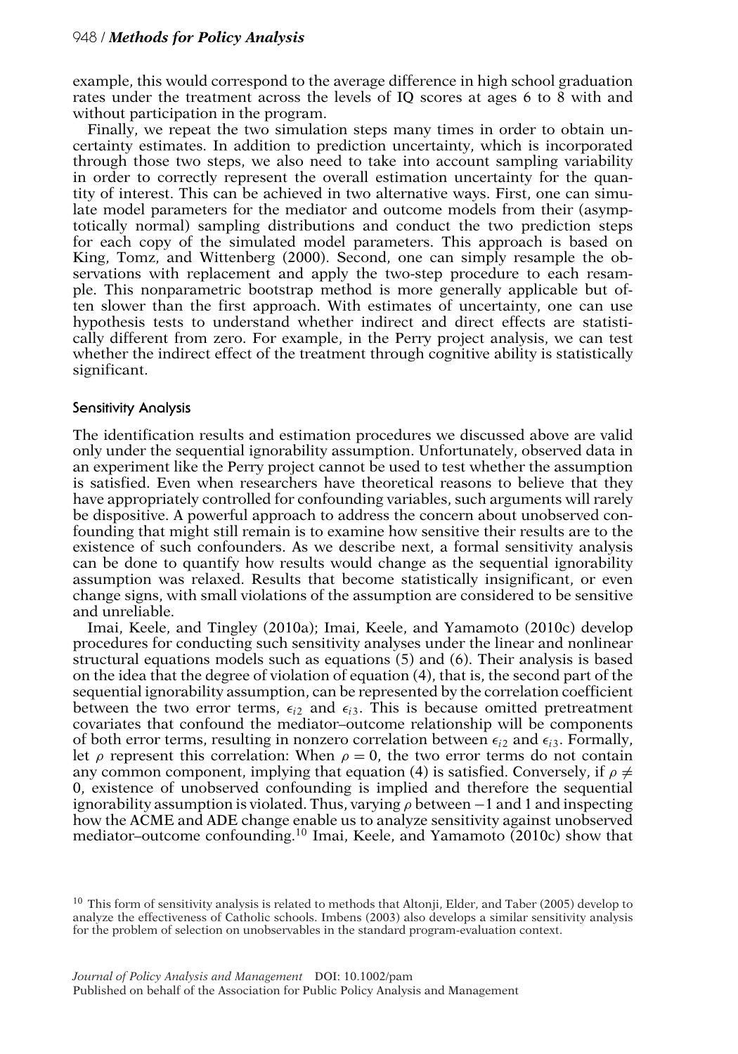example, this would correspond to the average difference in high school graduation rates under the treatment across the levels of IQ scores at ages 6 to 8 with and without participation in the program.

Finally, we repeat the two simulation steps many times in order to obtain uncertainty estimates. In addition to prediction uncertainty, which is incorporated through those two steps, we also need to take into account sampling variability in order to correctly represent the overall estimation uncertainty for the quantity of interest. This can be achieved in two alternative ways. First, one can simulate model parameters for the mediator and outcome models from their (asymptotically normal) sampling distributions and conduct the two prediction steps for each copy of the simulated model parameters. This approach is based on King, Tomz, and Wittenberg (2000). Second, one can simply resample the observations with replacement and apply the two-step procedure to each resample. This nonparametric bootstrap method is more generally applicable but often slower than the first approach. With estimates of uncertainty, one can use hypothesis tests to understand whether indirect and direct effects are statistically different from zero. For example, in the Perry project analysis, we can test whether the indirect effect of the treatment through cognitive ability is statistically significant.

### Sensitivity Analysis

The identification results and estimation procedures we discussed above are valid only under the sequential ignorability assumption. Unfortunately, observed data in an experiment like the Perry project cannot be used to test whether the assumption is satisfied. Even when researchers have theoretical reasons to believe that they have appropriately controlled for confounding variables, such arguments will rarely be dispositive. A powerful approach to address the concern about unobserved confounding that might still remain is to examine how sensitive their results are to the existence of such confounders. As we describe next, a formal sensitivity analysis can be done to quantify how results would change as the sequential ignorability assumption was relaxed. Results that become statistically insignificant, or even change signs, with small violations of the assumption are considered to be sensitive and unreliable.

Imai, Keele, and Tingley (2010a); Imai, Keele, and Yamamoto (2010c) develop procedures for conducting such sensitivity analyses under the linear and nonlinear structural equations models such as equations (5) and (6). Their analysis is based on the idea that the degree of violation of equation (4), that is, the second part of the sequential ignorability assumption, can be represented by the correlation coefficient between the two error terms, $\epsilon_{i2}$ and $\epsilon_{i3}$. This is because omitted pretreatment covariates that confound the mediator–outcome relationship will be components of both error terms, resulting in nonzero correlation between $\epsilon_{i2}$ and $\epsilon_{i3}$. Formally, let $\rho$ represent this correlation: When $\rho = 0$, the two error terms do not contain any common component, implying that equation (4) is satisfied. Conversely, if $\rho \neq 0$, existence of unobserved confounding is implied and therefore the sequential ignorability assumption is violated. Thus, varying $\rho$ between $-1$ and 1 and inspecting how the ACME and ADE change enable us to analyze sensitivity against unobserved mediator–outcome confounding.[10] Imai, Keele, and Yamamoto (2010c) show that

[10] This form of sensitivity analysis is related to methods that Altonji, Elder, and Taber (2005) develop to analyze the effectiveness of Catholic schools. Imbens (2003) also develops a similar sensitivity analysis for the problem of selection on unobservables in the standard program-evaluation context.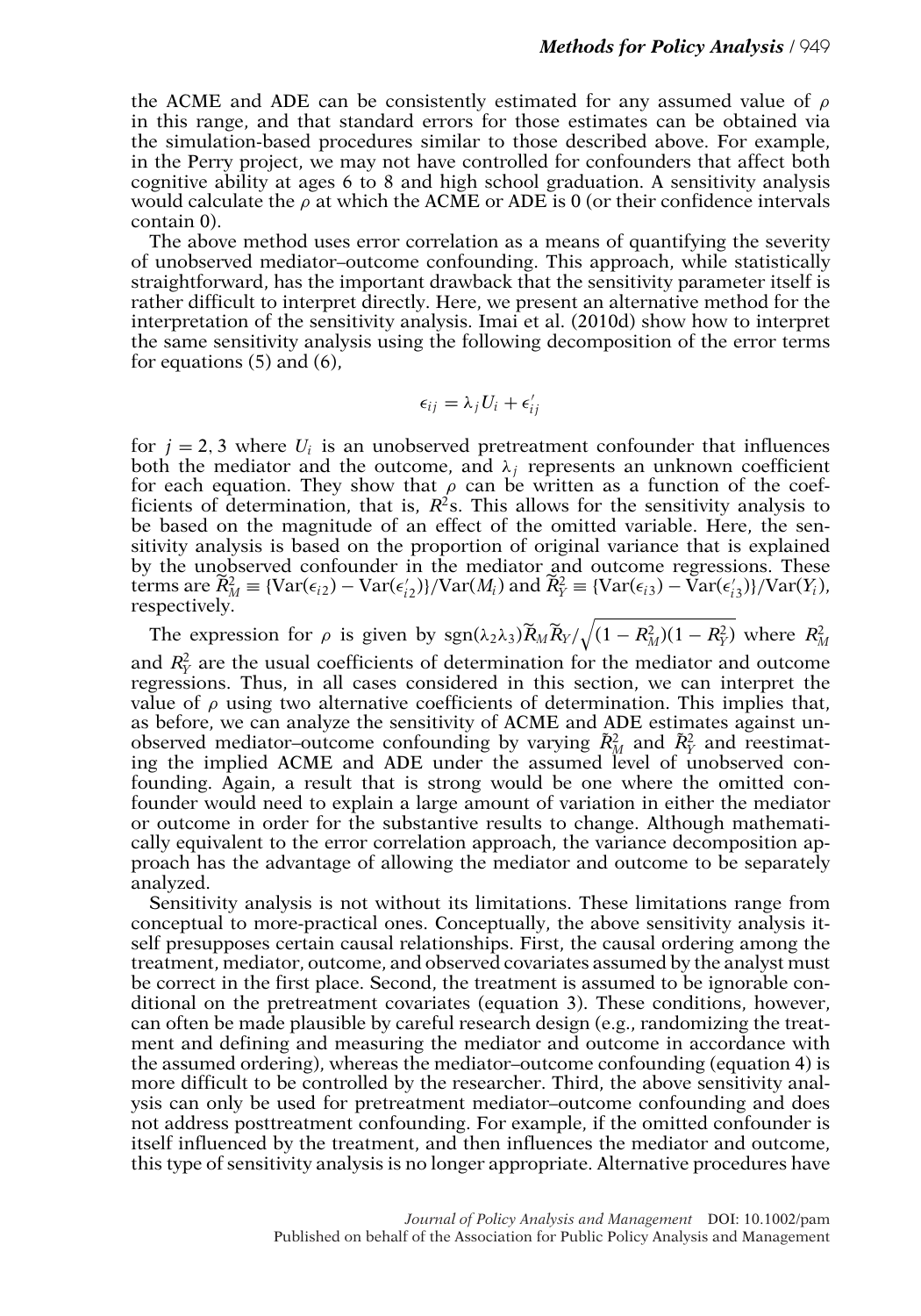the ACME and ADE can be consistently estimated for any assumed value of $\rho$ in this range, and that standard errors for those estimates can be obtained via the simulation-based procedures similar to those described above. For example, in the Perry project, we may not have controlled for confounders that affect both cognitive ability at ages 6 to 8 and high school graduation. A sensitivity analysis would calculate the $\rho$ at which the ACME or ADE is 0 (or their confidence intervals contain 0).

The above method uses error correlation as a means of quantifying the severity of unobserved mediator–outcome confounding. This approach, while statistically straightforward, has the important drawback that the sensitivity parameter itself is rather difficult to interpret directly. Here, we present an alternative method for the interpretation of the sensitivity analysis. Imai et al. (2010d) show how to interpret the same sensitivity analysis using the following decomposition of the error terms for equations (5) and (6),

$$\epsilon_{ij} = \lambda_j U_i + \epsilon'_{ij}$$

for $j = 2, 3$ where $U_i$ is an unobserved pretreatment confounder that influences both the mediator and the outcome, and $\lambda_j$ represents an unknown coefficient for each equation. They show that $\rho$ can be written as a function of the coefficients of determination, that is, $R^2$s. This allows for the sensitivity analysis to be based on the magnitude of an effect of the omitted variable. Here, the sensitivity analysis is based on the proportion of original variance that is explained by the unobserved confounder in the mediator and outcome regressions. These terms are $\widetilde{R}_M^2 \equiv \{\text{Var}(\epsilon_{i2}) - \text{Var}(\epsilon'_{i2})\}/\text{Var}(M_i)$ and $\widetilde{R}_Y^2 \equiv \{\text{Var}(\epsilon_{i3}) - \text{Var}(\epsilon'_{i3})\}/\text{Var}(Y_i)$, respectively.

The expression for $\rho$ is given by $\text{sgn}(\lambda_2\lambda_3)\widetilde{R}_M\widetilde{R}_Y/\sqrt{(1 - R_M^2)(1 - R_Y^2)}$ where $R_M^2$ and $R_Y^2$ are the usual coefficients of determination for the mediator and outcome regressions. Thus, in all cases considered in this section, we can interpret the value of $\rho$ using two alternative coefficients of determination. This implies that, as before, we can analyze the sensitivity of ACME and ADE estimates against unobserved mediator–outcome confounding by varying $\tilde{R}_M^2$ and $\tilde{R}_Y^2$ and reestimating the implied ACME and ADE under the assumed level of unobserved confounding. Again, a result that is strong would be one where the omitted confounder would need to explain a large amount of variation in either the mediator or outcome in order for the substantive results to change. Although mathematically equivalent to the error correlation approach, the variance decomposition approach has the advantage of allowing the mediator and outcome to be separately analyzed.

Sensitivity analysis is not without its limitations. These limitations range from conceptual to more-practical ones. Conceptually, the above sensitivity analysis itself presupposes certain causal relationships. First, the causal ordering among the treatment, mediator, outcome, and observed covariates assumed by the analyst must be correct in the first place. Second, the treatment is assumed to be ignorable conditional on the pretreatment covariates (equation 3). These conditions, however, can often be made plausible by careful research design (e.g., randomizing the treatment and defining and measuring the mediator and outcome in accordance with the assumed ordering), whereas the mediator–outcome confounding (equation 4) is more difficult to be controlled by the researcher. Third, the above sensitivity analysis can only be used for pretreatment mediator–outcome confounding and does not address posttreatment confounding. For example, if the omitted confounder is itself influenced by the treatment, and then influences the mediator and outcome, this type of sensitivity analysis is no longer appropriate. Alternative procedures have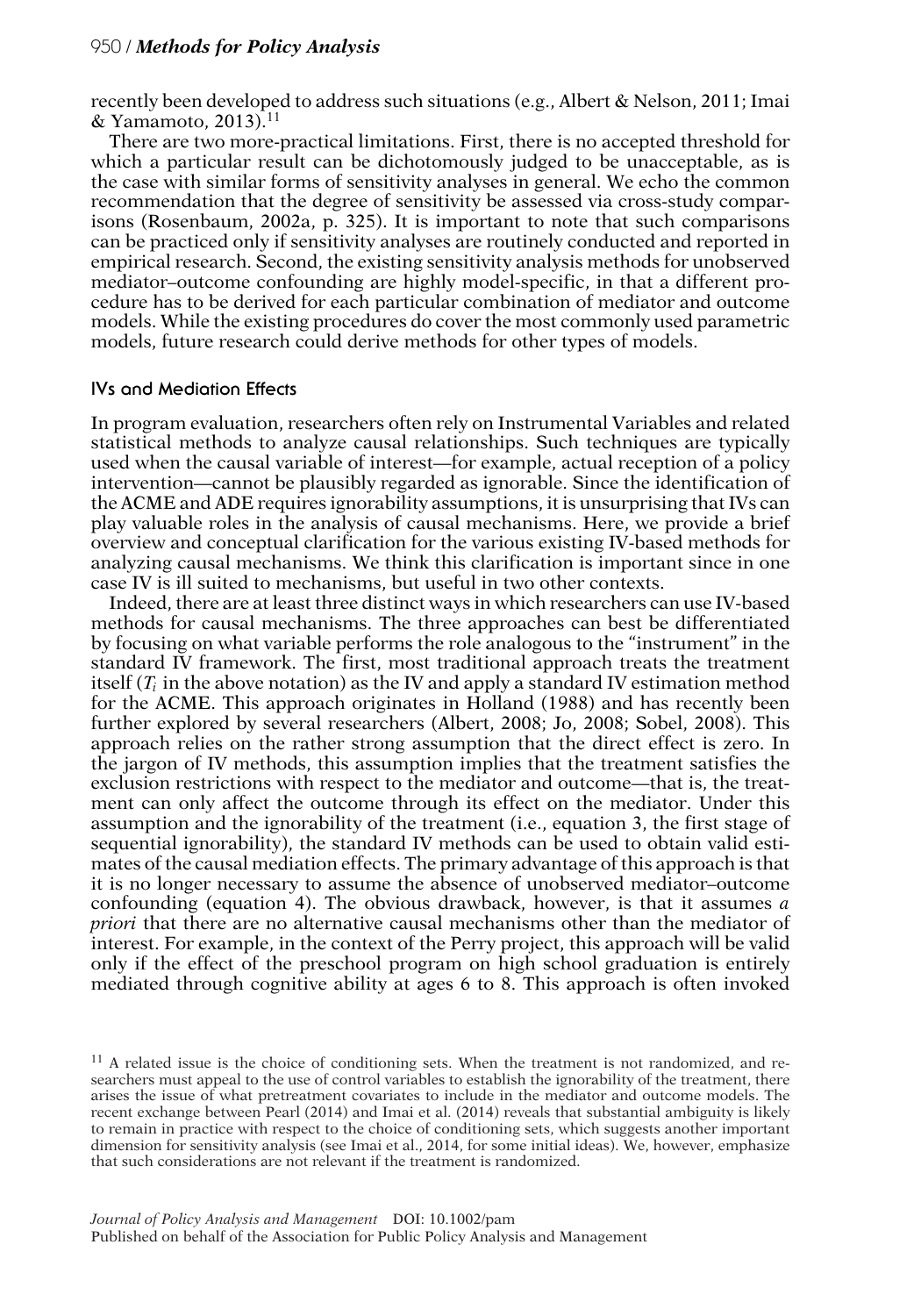recently been developed to address such situations (e.g., Albert & Nelson, 2011; Imai & Yamamoto, 2013).[11]

There are two more-practical limitations. First, there is no accepted threshold for which a particular result can be dichotomously judged to be unacceptable, as is the case with similar forms of sensitivity analyses in general. We echo the common recommendation that the degree of sensitivity be assessed via cross-study comparisons (Rosenbaum, 2002a, p. 325). It is important to note that such comparisons can be practiced only if sensitivity analyses are routinely conducted and reported in empirical research. Second, the existing sensitivity analysis methods for unobserved mediator–outcome confounding are highly model-specific, in that a different procedure has to be derived for each particular combination of mediator and outcome models. While the existing procedures do cover the most commonly used parametric models, future research could derive methods for other types of models.

### IVs and Mediation Effects

In program evaluation, researchers often rely on Instrumental Variables and related statistical methods to analyze causal relationships. Such techniques are typically used when the causal variable of interest—for example, actual reception of a policy intervention—cannot be plausibly regarded as ignorable. Since the identification of the ACME and ADE requires ignorability assumptions, it is unsurprising that IVs can play valuable roles in the analysis of causal mechanisms. Here, we provide a brief overview and conceptual clarification for the various existing IV-based methods for analyzing causal mechanisms. We think this clarification is important since in one case IV is ill suited to mechanisms, but useful in two other contexts.

Indeed, there are at least three distinct ways in which researchers can use IV-based methods for causal mechanisms. The three approaches can best be differentiated by focusing on what variable performs the role analogous to the "instrument" in the standard IV framework. The first, most traditional approach treats the treatment itself ($T_i$ in the above notation) as the IV and apply a standard IV estimation method for the ACME. This approach originates in Holland (1988) and has recently been further explored by several researchers (Albert, 2008; Jo, 2008; Sobel, 2008). This approach relies on the rather strong assumption that the direct effect is zero. In the jargon of IV methods, this assumption implies that the treatment satisfies the exclusion restrictions with respect to the mediator and outcome—that is, the treatment can only affect the outcome through its effect on the mediator. Under this assumption and the ignorability of the treatment (i.e., equation 3, the first stage of sequential ignorability), the standard IV methods can be used to obtain valid estimates of the causal mediation effects. The primary advantage of this approach is that it is no longer necessary to assume the absence of unobserved mediator–outcome confounding (equation 4). The obvious drawback, however, is that it assumes *a priori* that there are no alternative causal mechanisms other than the mediator of interest. For example, in the context of the Perry project, this approach will be valid only if the effect of the preschool program on high school graduation is entirely mediated through cognitive ability at ages 6 to 8. This approach is often invoked

[11] A related issue is the choice of conditioning sets. When the treatment is not randomized, and researchers must appeal to the use of control variables to establish the ignorability of the treatment, there arises the issue of what pretreatment covariates to include in the mediator and outcome models. The recent exchange between Pearl (2014) and Imai et al. (2014) reveals that substantial ambiguity is likely to remain in practice with respect to the choice of conditioning sets, which suggests another important dimension for sensitivity analysis (see Imai et al., 2014, for some initial ideas). We, however, emphasize that such considerations are not relevant if the treatment is randomized.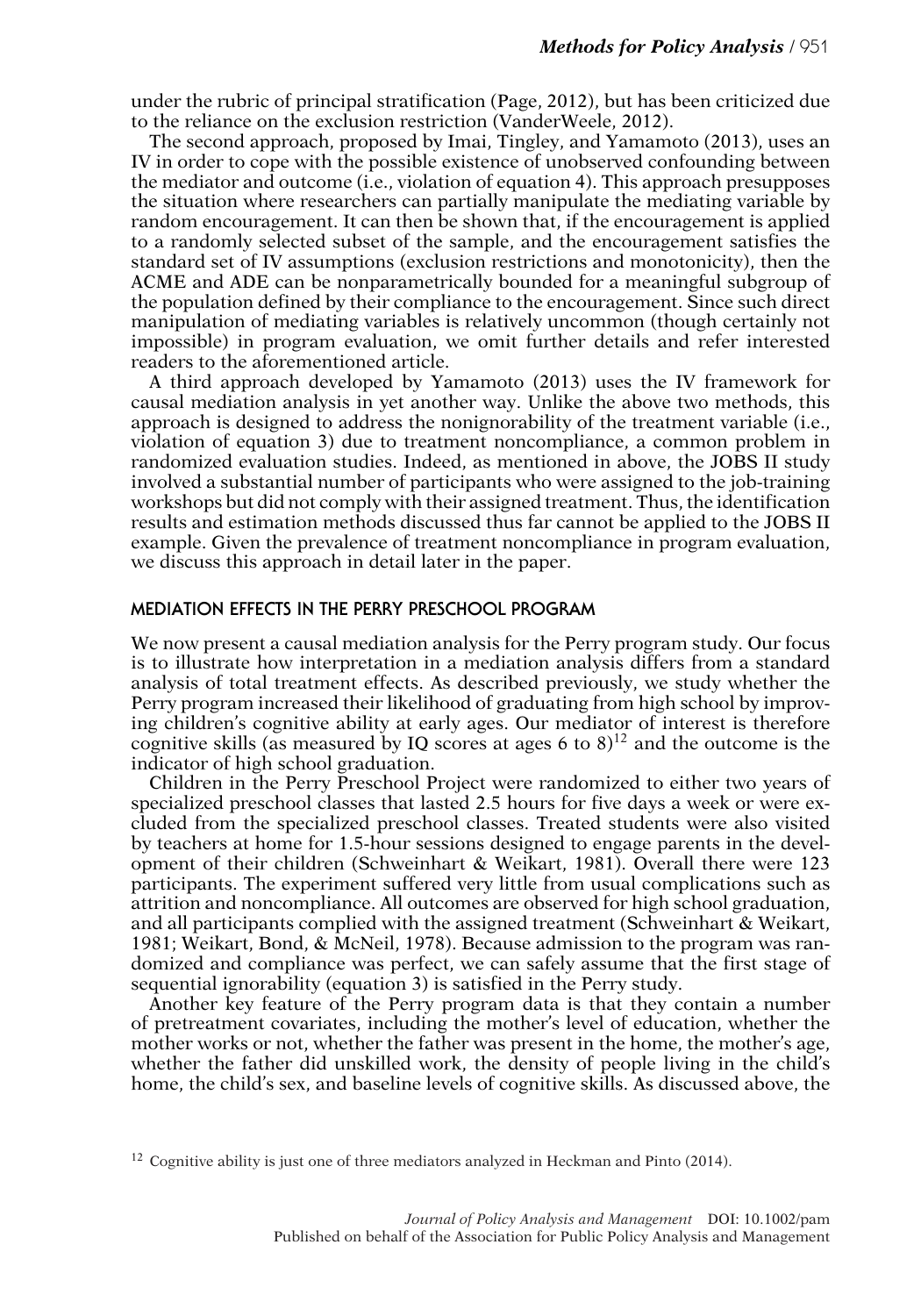under the rubric of principal stratification (Page, 2012), but has been criticized due to the reliance on the exclusion restriction (VanderWeele, 2012).

The second approach, proposed by Imai, Tingley, and Yamamoto (2013), uses an IV in order to cope with the possible existence of unobserved confounding between the mediator and outcome (i.e., violation of equation 4). This approach presupposes the situation where researchers can partially manipulate the mediating variable by random encouragement. It can then be shown that, if the encouragement is applied to a randomly selected subset of the sample, and the encouragement satisfies the standard set of IV assumptions (exclusion restrictions and monotonicity), then the ACME and ADE can be nonparametrically bounded for a meaningful subgroup of the population defined by their compliance to the encouragement. Since such direct manipulation of mediating variables is relatively uncommon (though certainly not impossible) in program evaluation, we omit further details and refer interested readers to the aforementioned article.

A third approach developed by Yamamoto (2013) uses the IV framework for causal mediation analysis in yet another way. Unlike the above two methods, this approach is designed to address the nonignorability of the treatment variable (i.e., violation of equation 3) due to treatment noncompliance, a common problem in randomized evaluation studies. Indeed, as mentioned in above, the JOBS II study involved a substantial number of participants who were assigned to the job-training workshops but did not comply with their assigned treatment. Thus, the identification results and estimation methods discussed thus far cannot be applied to the JOBS II example. Given the prevalence of treatment noncompliance in program evaluation, we discuss this approach in detail later in the paper.

## MEDIATION EFFECTS IN THE PERRY PRESCHOOL PROGRAM

We now present a causal mediation analysis for the Perry program study. Our focus is to illustrate how interpretation in a mediation analysis differs from a standard analysis of total treatment effects. As described previously, we study whether the Perry program increased their likelihood of graduating from high school by improving children's cognitive ability at early ages. Our mediator of interest is therefore cognitive skills (as measured by IQ scores at ages 6 to 8)[12] and the outcome is the indicator of high school graduation.

Children in the Perry Preschool Project were randomized to either two years of specialized preschool classes that lasted 2.5 hours for five days a week or were excluded from the specialized preschool classes. Treated students were also visited by teachers at home for 1.5-hour sessions designed to engage parents in the development of their children (Schweinhart & Weikart, 1981). Overall there were 123 participants. The experiment suffered very little from usual complications such as attrition and noncompliance. All outcomes are observed for high school graduation, and all participants complied with the assigned treatment (Schweinhart & Weikart, 1981; Weikart, Bond, & McNeil, 1978). Because admission to the program was randomized and compliance was perfect, we can safely assume that the first stage of sequential ignorability (equation 3) is satisfied in the Perry study.

Another key feature of the Perry program data is that they contain a number of pretreatment covariates, including the mother's level of education, whether the mother works or not, whether the father was present in the home, the mother's age, whether the father did unskilled work, the density of people living in the child's home, the child's sex, and baseline levels of cognitive skills. As discussed above, the

[12] Cognitive ability is just one of three mediators analyzed in Heckman and Pinto (2014).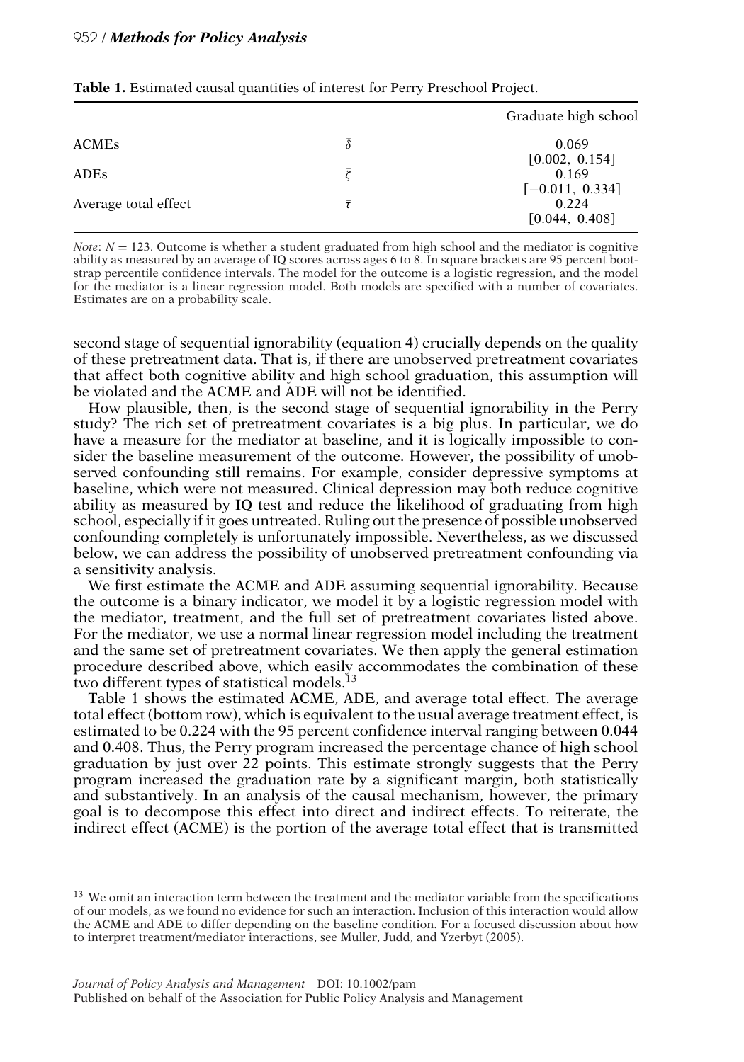**Table 1.** Estimated causal quantities of interest for Perry Preschool Project.

| | | Graduate high school |
|---|---|---|
| ACMEs | $\bar{\delta}$ | 0.069 |
| | | [0.002, 0.154] |
| ADEs | $\bar{\zeta}$ | 0.169 |
| | | [−0.011, 0.334] |
| Average total effect | $\bar{\tau}$ | 0.224 |
| | | [0.044, 0.408] |

*Note*: $N = 123$. Outcome is whether a student graduated from high school and the mediator is cognitive ability as measured by an average of IQ scores across ages 6 to 8. In square brackets are 95 percent bootstrap percentile confidence intervals. The model for the outcome is a logistic regression, and the model for the mediator is a linear regression model. Both models are specified with a number of covariates. Estimates are on a probability scale.

second stage of sequential ignorability (equation 4) crucially depends on the quality of these pretreatment data. That is, if there are unobserved pretreatment covariates that affect both cognitive ability and high school graduation, this assumption will be violated and the ACME and ADE will not be identified.

How plausible, then, is the second stage of sequential ignorability in the Perry study? The rich set of pretreatment covariates is a big plus. In particular, we do have a measure for the mediator at baseline, and it is logically impossible to consider the baseline measurement of the outcome. However, the possibility of unobserved confounding still remains. For example, consider depressive symptoms at baseline, which were not measured. Clinical depression may both reduce cognitive ability as measured by IQ test and reduce the likelihood of graduating from high school, especially if it goes untreated. Ruling out the presence of possible unobserved confounding completely is unfortunately impossible. Nevertheless, as we discussed below, we can address the possibility of unobserved pretreatment confounding via a sensitivity analysis.

We first estimate the ACME and ADE assuming sequential ignorability. Because the outcome is a binary indicator, we model it by a logistic regression model with the mediator, treatment, and the full set of pretreatment covariates listed above. For the mediator, we use a normal linear regression model including the treatment and the same set of pretreatment covariates. We then apply the general estimation procedure described above, which easily accommodates the combination of these two different types of statistical models.[13]

Table 1 shows the estimated ACME, ADE, and average total effect. The average total effect (bottom row), which is equivalent to the usual average treatment effect, is estimated to be 0.224 with the 95 percent confidence interval ranging between 0.044 and 0.408. Thus, the Perry program increased the percentage chance of high school graduation by just over 22 points. This estimate strongly suggests that the Perry program increased the graduation rate by a significant margin, both statistically and substantively. In an analysis of the causal mechanism, however, the primary goal is to decompose this effect into direct and indirect effects. To reiterate, the indirect effect (ACME) is the portion of the average total effect that is transmitted

[13] We omit an interaction term between the treatment and the mediator variable from the specifications of our models, as we found no evidence for such an interaction. Inclusion of this interaction would allow the ACME and ADE to differ depending on the baseline condition. For a focused discussion about how to interpret treatment/mediator interactions, see Muller, Judd, and Yzerbyt (2005).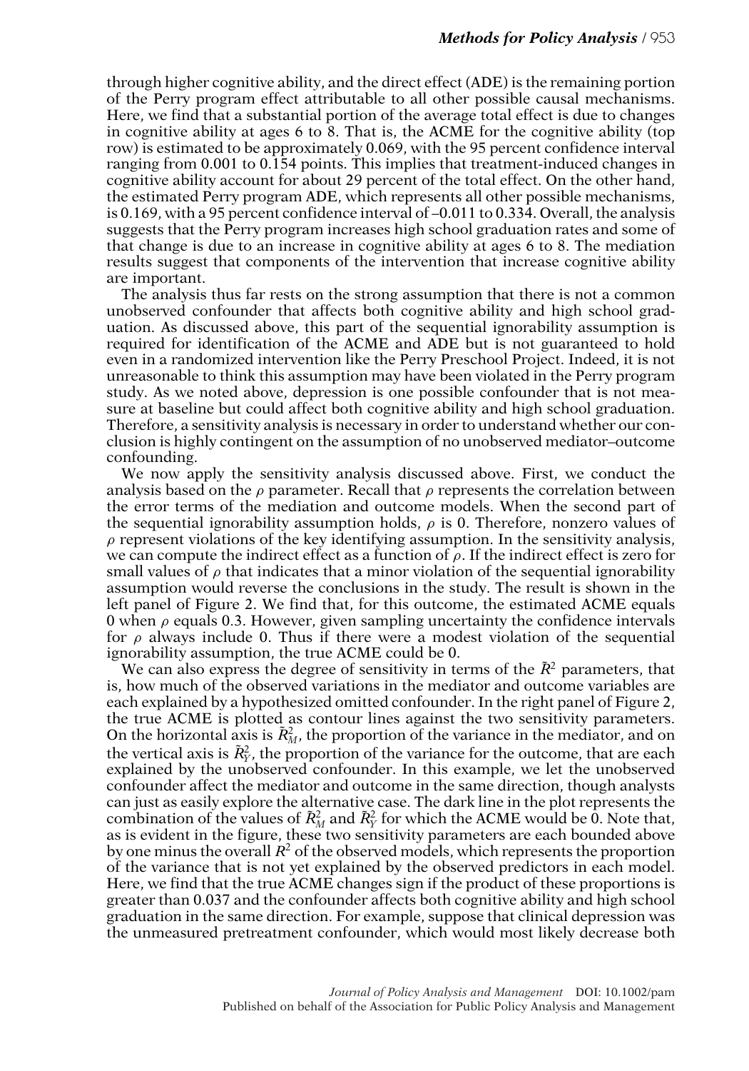through higher cognitive ability, and the direct effect (ADE) is the remaining portion of the Perry program effect attributable to all other possible causal mechanisms. Here, we find that a substantial portion of the average total effect is due to changes in cognitive ability at ages 6 to 8. That is, the ACME for the cognitive ability (top row) is estimated to be approximately 0.069, with the 95 percent confidence interval ranging from 0.001 to 0.154 points. This implies that treatment-induced changes in cognitive ability account for about 29 percent of the total effect. On the other hand, the estimated Perry program ADE, which represents all other possible mechanisms, is 0.169, with a 95 percent confidence interval of –0.011 to 0.334. Overall, the analysis suggests that the Perry program increases high school graduation rates and some of that change is due to an increase in cognitive ability at ages 6 to 8. The mediation results suggest that components of the intervention that increase cognitive ability are important.

The analysis thus far rests on the strong assumption that there is not a common unobserved confounder that affects both cognitive ability and high school graduation. As discussed above, this part of the sequential ignorability assumption is required for identification of the ACME and ADE but is not guaranteed to hold even in a randomized intervention like the Perry Preschool Project. Indeed, it is not unreasonable to think this assumption may have been violated in the Perry program study. As we noted above, depression is one possible confounder that is not measure at baseline but could affect both cognitive ability and high school graduation. Therefore, a sensitivity analysis is necessary in order to understand whether our conclusion is highly contingent on the assumption of no unobserved mediator–outcome confounding.

We now apply the sensitivity analysis discussed above. First, we conduct the analysis based on the $\rho$ parameter. Recall that $\rho$ represents the correlation between the error terms of the mediation and outcome models. When the second part of the sequential ignorability assumption holds, $\rho$ is 0. Therefore, nonzero values of $\rho$ represent violations of the key identifying assumption. In the sensitivity analysis, we can compute the indirect effect as a function of $\rho$. If the indirect effect is zero for small values of $\rho$ that indicates that a minor violation of the sequential ignorability assumption would reverse the conclusions in the study. The result is shown in the left panel of Figure 2. We find that, for this outcome, the estimated ACME equals 0 when $\rho$ equals 0.3. However, given sampling uncertainty the confidence intervals for $\rho$ always include 0. Thus if there were a modest violation of the sequential ignorability assumption, the true ACME could be 0.

We can also express the degree of sensitivity in terms of the $\tilde{R}^2$ parameters, that is, how much of the observed variations in the mediator and outcome variables are each explained by a hypothesized omitted confounder. In the right panel of Figure 2, the true ACME is plotted as contour lines against the two sensitivity parameters. On the horizontal axis is $\tilde{R}^2_M$, the proportion of the variance in the mediator, and on the vertical axis is $\tilde{R}^2_Y$, the proportion of the variance for the outcome, that are each explained by the unobserved confounder. In this example, we let the unobserved confounder affect the mediator and outcome in the same direction, though analysts can just as easily explore the alternative case. The dark line in the plot represents the combination of the values of $\tilde{R}^2_M$ and $\tilde{R}^2_Y$ for which the ACME would be 0. Note that, as is evident in the figure, these two sensitivity parameters are each bounded above by one minus the overall $R^2$ of the observed models, which represents the proportion of the variance that is not yet explained by the observed predictors in each model. Here, we find that the true ACME changes sign if the product of these proportions is greater than 0.037 and the confounder affects both cognitive ability and high school graduation in the same direction. For example, suppose that clinical depression was the unmeasured pretreatment confounder, which would most likely decrease both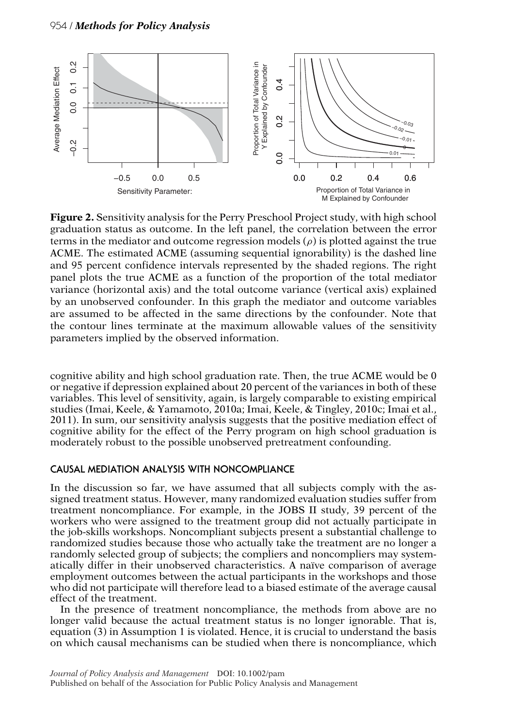**Figure 2.** Sensitivity analysis for the Perry Preschool Project study, with high school graduation status as outcome. In the left panel, the correlation between the error terms in the mediator and outcome regression models ($\rho$) is plotted against the true ACME. The estimated ACME (assuming sequential ignorability) is the dashed line and 95 percent confidence intervals represented by the shaded regions. The right panel plots the true ACME as a function of the proportion of the total mediator variance (horizontal axis) and the total outcome variance (vertical axis) explained by an unobserved confounder. In this graph the mediator and outcome variables are assumed to be affected in the same directions by the confounder. Note that the contour lines terminate at the maximum allowable values of the sensitivity parameters implied by the observed information.

cognitive ability and high school graduation rate. Then, the true ACME would be 0 or negative if depression explained about 20 percent of the variances in both of these variables. This level of sensitivity, again, is largely comparable to existing empirical studies (Imai, Keele, & Yamamoto, 2010a; Imai, Keele, & Tingley, 2010c; Imai et al., 2011). In sum, our sensitivity analysis suggests that the positive mediation effect of cognitive ability for the effect of the Perry program on high school graduation is moderately robust to the possible unobserved pretreatment confounding.

## CAUSAL MEDIATION ANALYSIS WITH NONCOMPLIANCE

In the discussion so far, we have assumed that all subjects comply with the assigned treatment status. However, many randomized evaluation studies suffer from treatment noncompliance. For example, in the JOBS II study, 39 percent of the workers who were assigned to the treatment group did not actually participate in the job-skills workshops. Noncompliant subjects present a substantial challenge to randomized studies because those who actually take the treatment are no longer a randomly selected group of subjects; the compliers and noncompliers may systematically differ in their unobserved characteristics. A naïve comparison of average employment outcomes between the actual participants in the workshops and those who did not participate will therefore lead to a biased estimate of the average causal effect of the treatment.

In the presence of treatment noncompliance, the methods from above are no longer valid because the actual treatment status is no longer ignorable. That is, equation (3) in Assumption 1 is violated. Hence, it is crucial to understand the basis on which causal mechanisms can be studied when there is noncompliance, which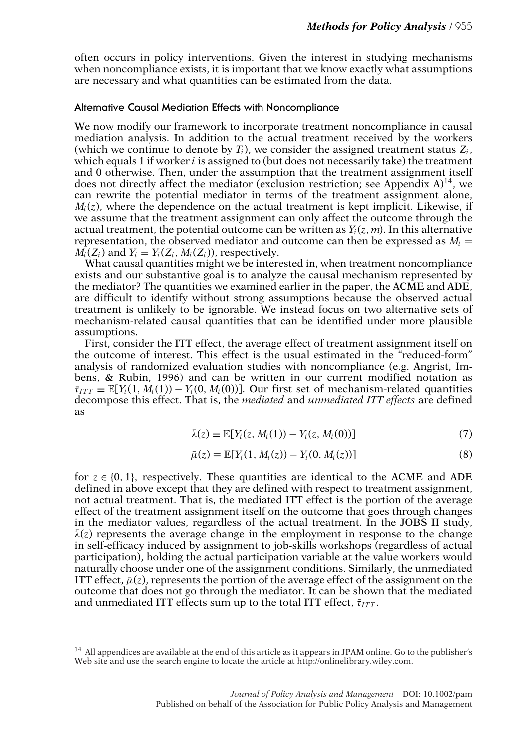often occurs in policy interventions. Given the interest in studying mechanisms when noncompliance exists, it is important that we know exactly what assumptions are necessary and what quantities can be estimated from the data.

### Alternative Causal Mediation Effects with Noncompliance

We now modify our framework to incorporate treatment noncompliance in causal mediation analysis. In addition to the actual treatment received by the workers (which we continue to denote by $T_i$), we consider the assigned treatment status $Z_i$, which equals 1 if worker $i$ is assigned to (but does not necessarily take) the treatment and 0 otherwise. Then, under the assumption that the treatment assignment itself does not directly affect the mediator (exclusion restriction; see Appendix A)[14], we can rewrite the potential mediator in terms of the treatment assignment alone, $M_i(z)$, where the dependence on the actual treatment is kept implicit. Likewise, if we assume that the treatment assignment can only affect the outcome through the actual treatment, the potential outcome can be written as $Y_i(z, m)$. In this alternative representation, the observed mediator and outcome can then be expressed as $M_i = M_i(Z_i)$ and $Y_i = Y_i(Z_i, M_i(Z_i))$, respectively.

What causal quantities might we be interested in, when treatment noncompliance exists and our substantive goal is to analyze the causal mechanism represented by the mediator? The quantities we examined earlier in the paper, the ACME and ADE, are difficult to identify without strong assumptions because the observed actual treatment is unlikely to be ignorable. We instead focus on two alternative sets of mechanism-related causal quantities that can be identified under more plausible assumptions.

First, consider the ITT effect, the average effect of treatment assignment itself on the outcome of interest. This effect is the usual estimated in the "reduced-form" analysis of randomized evaluation studies with noncompliance (e.g. Angrist, Imbens, & Rubin, 1996) and can be written in our current modified notation as $\bar{\tau}_{ITT} \equiv \mathbb{E}[Y_i(1, M_i(1)) - Y_i(0, M_i(0))]$. Our first set of mechanism-related quantities decompose this effect. That is, the *mediated* and *unmediated ITT effects* are defined as

$$\bar{\lambda}(z) \equiv \mathbb{E}[Y_i(z, M_i(1)) - Y_i(z, M_i(0))] \tag{7}$$

$$\bar{\mu}(z) \equiv \mathbb{E}[Y_i(1, M_i(z)) - Y_i(0, M_i(z))] \tag{8}$$

for $z \in \{0, 1\}$, respectively. These quantities are identical to the ACME and ADE defined in above except that they are defined with respect to treatment assignment, not actual treatment. That is, the mediated ITT effect is the portion of the average effect of the treatment assignment itself on the outcome that goes through changes in the mediator values, regardless of the actual treatment. In the JOBS II study, $\bar{\lambda}(z)$ represents the average change in the employment in response to the change in self-efficacy induced by assignment to job-skills workshops (regardless of actual participation), holding the actual participation variable at the value workers would naturally choose under one of the assignment conditions. Similarly, the unmediated ITT effect, $\bar{\mu}(z)$, represents the portion of the average effect of the assignment on the outcome that does not go through the mediator. It can be shown that the mediated and unmediated ITT effects sum up to the total ITT effect, $\bar{\tau}_{ITT}$.

[14] All appendices are available at the end of this article as it appears in JPAM online. Go to the publisher's Web site and use the search engine to locate the article at http://onlinelibrary.wiley.com.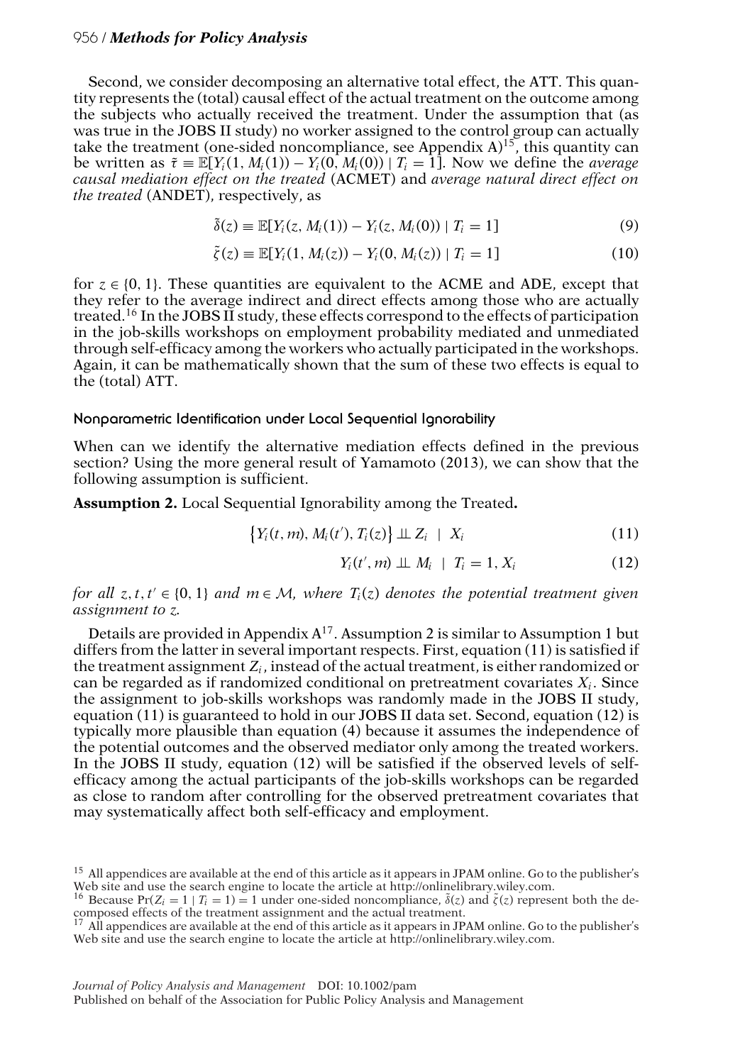Second, we consider decomposing an alternative total effect, the ATT. This quantity represents the (total) causal effect of the actual treatment on the outcome among the subjects who actually received the treatment. Under the assumption that (as was true in the JOBS II study) no worker assigned to the control group can actually take the treatment (one-sided noncompliance, see Appendix A)[15], this quantity can be written as $\bar{\tau} \equiv \mathbb{E}[Y_i(1, M_i(1)) - Y_i(0, M_i(0)) \mid T_i = 1]$. Now we define the *average causal mediation effect on the treated* (ACMET) and *average natural direct effect on the treated* (ANDET), respectively, as

$$\bar{\delta}(z) \equiv \mathbb{E}[Y_i(z, M_i(1)) - Y_i(z, M_i(0)) \mid T_i = 1] \tag{9}$$

$$\bar{\zeta}(z) \equiv \mathbb{E}[Y_i(1, M_i(z)) - Y_i(0, M_i(z)) \mid T_i = 1] \tag{10}$$

for $z \in \{0, 1\}$. These quantities are equivalent to the ACME and ADE, except that they refer to the average indirect and direct effects among those who are actually treated.[16] In the JOBS II study, these effects correspond to the effects of participation in the job-skills workshops on employment probability mediated and unmediated through self-efficacy among the workers who actually participated in the workshops. Again, it can be mathematically shown that the sum of these two effects is equal to the (total) ATT.

### Nonparametric Identification under Local Sequential Ignorability

When can we identify the alternative mediation effects defined in the previous section? Using the more general result of Yamamoto (2013), we can show that the following assumption is sufficient.

**Assumption 2.** Local Sequential Ignorability among the Treated**.**

$$\{Y_i(t, m), M_i(t'), T_i(z)\} \perp\!\!\!\perp Z_i \mid X_i \tag{11}$$

$$Y_i(t', m) \perp\!\!\!\perp M_i \mid T_i = 1, X_i \tag{12}$$

*for all* $z, t, t' \in \{0, 1\}$ *and* $m \in \mathcal{M}$, *where* $T_i(z)$ *denotes the potential treatment given assignment to* $z$.

Details are provided in Appendix A[17]. Assumption 2 is similar to Assumption 1 but differs from the latter in several important respects. First, equation (11) is satisfied if the treatment assignment $Z_i$, instead of the actual treatment, is either randomized or can be regarded as if randomized conditional on pretreatment covariates $X_i$. Since the assignment to job-skills workshops was randomly made in the JOBS II study, equation (11) is guaranteed to hold in our JOBS II data set. Second, equation (12) is typically more plausible than equation (4) because it assumes the independence of the potential outcomes and the observed mediator only among the treated workers. In the JOBS II study, equation (12) will be satisfied if the observed levels of self-efficacy among the actual participants of the job-skills workshops can be regarded as close to random after controlling for the observed pretreatment covariates that may systematically affect both self-efficacy and employment.

---

[15] All appendices are available at the end of this article as it appears in JPAM online. Go to the publisher's Web site and use the search engine to locate the article at http://onlinelibrary.wiley.com.

[16] Because $\Pr(Z_i = 1 \mid T_i = 1) = 1$ under one-sided noncompliance, $\bar{\delta}(z)$ and $\bar{\zeta}(z)$ represent both the decomposed effects of the treatment assignment and the actual treatment.

[17] All appendices are available at the end of this article as it appears in JPAM online. Go to the publisher's Web site and use the search engine to locate the article at http://onlinelibrary.wiley.com.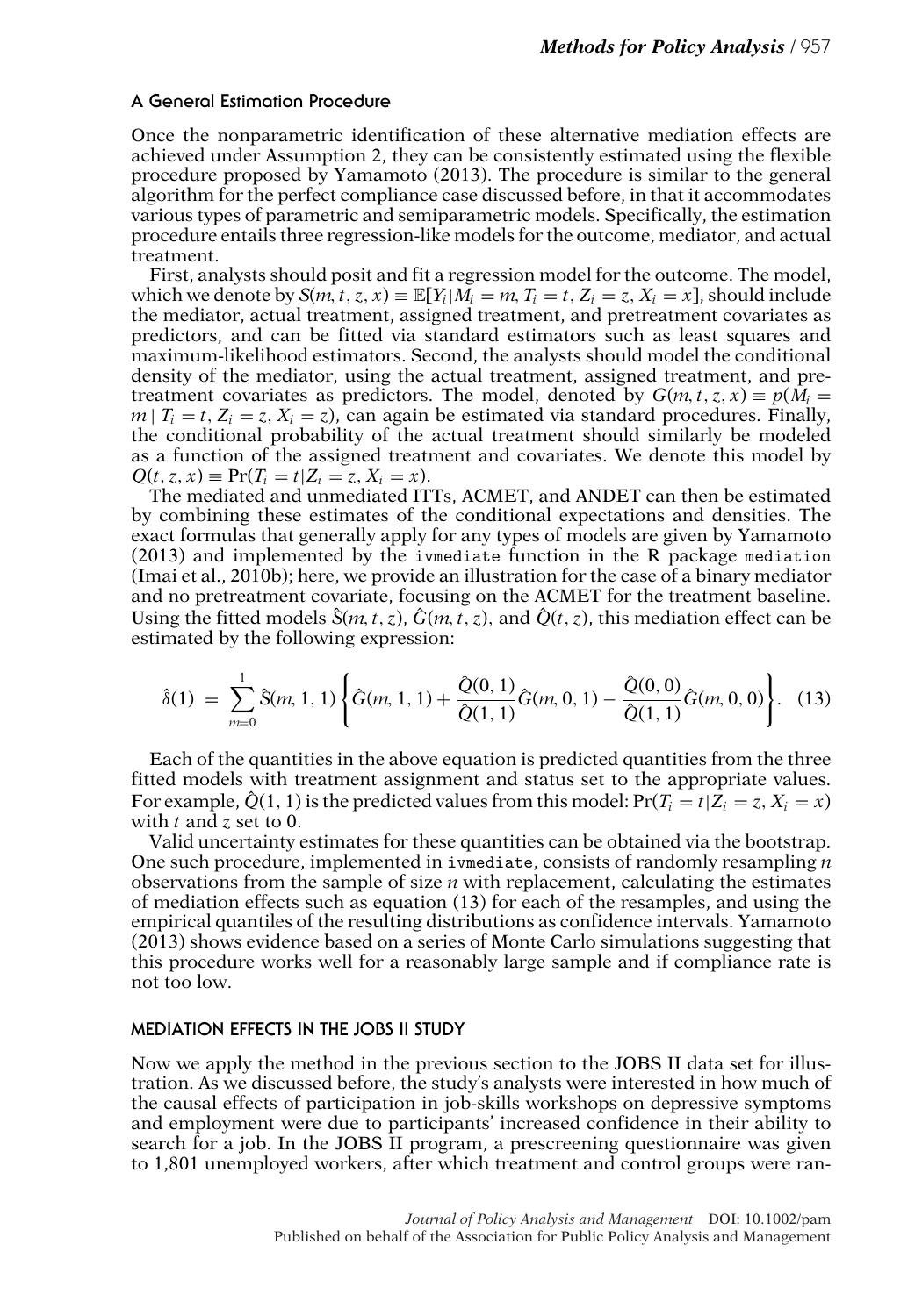### A General Estimation Procedure

Once the nonparametric identification of these alternative mediation effects are achieved under Assumption 2, they can be consistently estimated using the flexible procedure proposed by Yamamoto (2013). The procedure is similar to the general algorithm for the perfect compliance case discussed before, in that it accommodates various types of parametric and semiparametric models. Specifically, the estimation procedure entails three regression-like models for the outcome, mediator, and actual treatment.

First, analysts should posit and fit a regression model for the outcome. The model, which we denote by $S(m, t, z, x) \equiv \mathbb{E}[Y_i | M_i = m, T_i = t, Z_i = z, X_i = x]$, should include the mediator, actual treatment, assigned treatment, and pretreatment covariates as predictors, and can be fitted via standard estimators such as least squares and maximum-likelihood estimators. Second, the analysts should model the conditional density of the mediator, using the actual treatment, assigned treatment, and pretreatment covariates as predictors. The model, denoted by $G(m, t, z, x) \equiv p(M_i = m \mid T_i = t, Z_i = z, X_i = z)$, can again be estimated via standard procedures. Finally, the conditional probability of the actual treatment should similarly be modeled as a function of the assigned treatment and covariates. We denote this model by $Q(t, z, x) \equiv \Pr(T_i = t | Z_i = z, X_i = x)$.

The mediated and unmediated ITTs, ACMET, and ANDET can then be estimated by combining these estimates of the conditional expectations and densities. The exact formulas that generally apply for any types of models are given by Yamamoto (2013) and implemented by the `ivmediate` function in the R package `mediation` (Imai et al., 2010b); here, we provide an illustration for the case of a binary mediator and no pretreatment covariate, focusing on the ACMET for the treatment baseline. Using the fitted models $\hat{S}(m, t, z)$, $\hat{G}(m, t, z)$, and $\hat{Q}(t, z)$, this mediation effect can be estimated by the following expression:

$$\hat{\delta}(1) = \sum_{m=0}^{1} \hat{S}(m, 1, 1) \left\{ \hat{G}(m, 1, 1) + \frac{\hat{Q}(0, 1)}{\hat{Q}(1, 1)} \hat{G}(m, 0, 1) - \frac{\hat{Q}(0, 0)}{\hat{Q}(1, 1)} \hat{G}(m, 0, 0) \right\}. \quad (13)$$

Each of the quantities in the above equation is predicted quantities from the three fitted models with treatment assignment and status set to the appropriate values. For example, $\hat{Q}(1, 1)$ is the predicted values from this model: $\Pr(T_i = t | Z_i = z, X_i = x)$ with $t$ and $z$ set to 0.

Valid uncertainty estimates for these quantities can be obtained via the bootstrap. One such procedure, implemented in `ivmediate`, consists of randomly resampling $n$ observations from the sample of size $n$ with replacement, calculating the estimates of mediation effects such as equation (13) for each of the resamples, and using the empirical quantiles of the resulting distributions as confidence intervals. Yamamoto (2013) shows evidence based on a series of Monte Carlo simulations suggesting that this procedure works well for a reasonably large sample and if compliance rate is not too low.

## MEDIATION EFFECTS IN THE JOBS II STUDY

Now we apply the method in the previous section to the JOBS II data set for illustration. As we discussed before, the study's analysts were interested in how much of the causal effects of participation in job-skills workshops on depressive symptoms and employment were due to participants' increased confidence in their ability to search for a job. In the JOBS II program, a prescreening questionnaire was given to 1,801 unemployed workers, after which treatment and control groups were ran-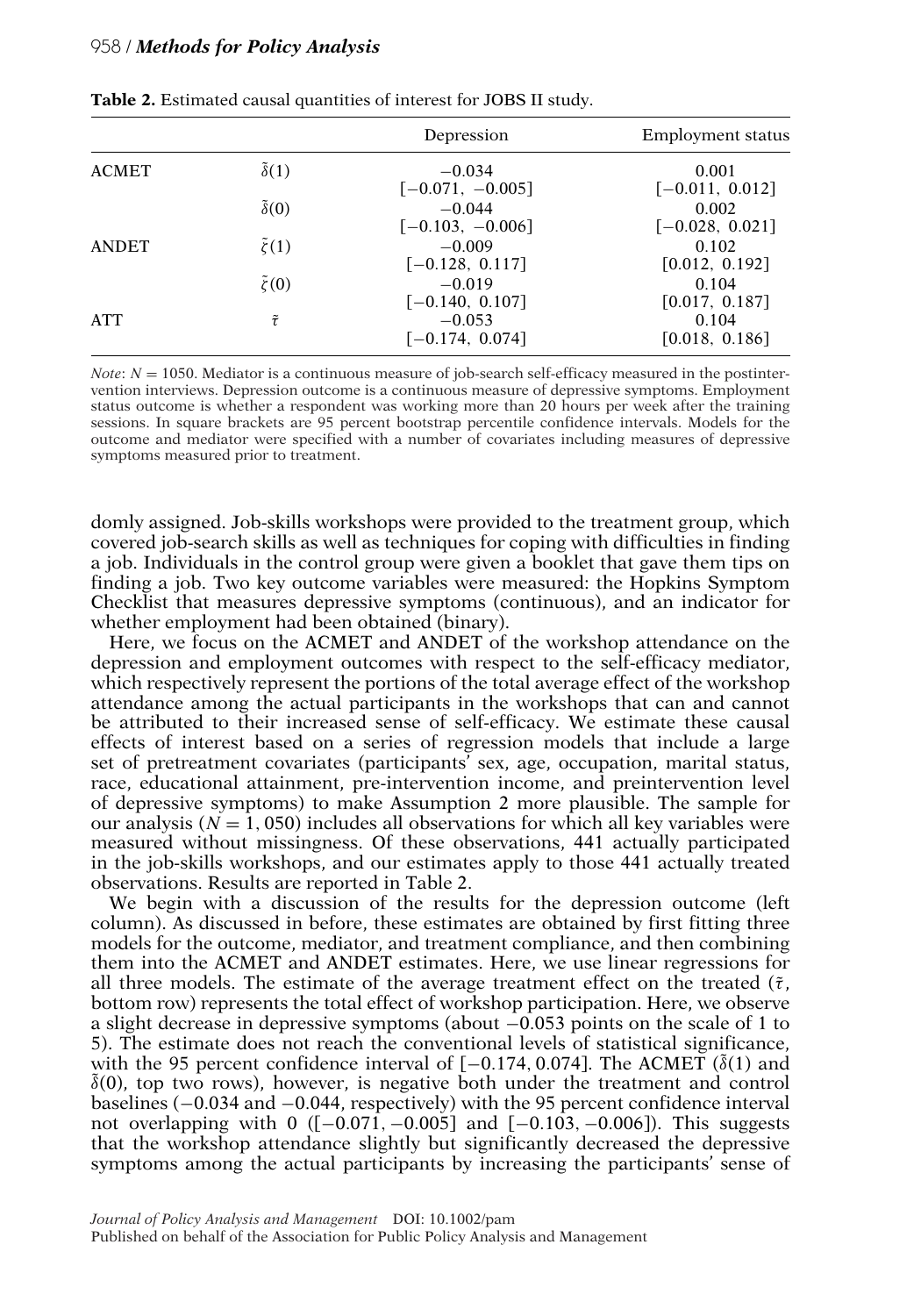**Table 2.** Estimated causal quantities of interest for JOBS II study.

| | | Depression | Employment status |
|---|---|---|---|
| ACMET | $\bar{\delta}(1)$ | −0.034 | 0.001 |
| | | [−0.071, −0.005] | [−0.011, 0.012] |
| | $\bar{\delta}(0)$ | −0.044 | 0.002 |
| | | [−0.103, −0.006] | [−0.028, 0.021] |
| ANDET | $\bar{\zeta}(1)$ | −0.009 | 0.102 |
| | | [−0.128, 0.117] | [0.012, 0.192] |
| | $\bar{\zeta}(0)$ | −0.019 | 0.104 |
| | | [−0.140, 0.107] | [0.017, 0.187] |
| ATT | $\bar{\tau}$ | −0.053 | 0.104 |
| | | [−0.174, 0.074] | [0.018, 0.186] |

*Note*: $N = 1050$. Mediator is a continuous measure of job-search self-efficacy measured in the postintervention interviews. Depression outcome is a continuous measure of depressive symptoms. Employment status outcome is whether a respondent was working more than 20 hours per week after the training sessions. In square brackets are 95 percent bootstrap percentile confidence intervals. Models for the outcome and mediator were specified with a number of covariates including measures of depressive symptoms measured prior to treatment.

domly assigned. Job-skills workshops were provided to the treatment group, which covered job-search skills as well as techniques for coping with difficulties in finding a job. Individuals in the control group were given a booklet that gave them tips on finding a job. Two key outcome variables were measured: the Hopkins Symptom Checklist that measures depressive symptoms (continuous), and an indicator for whether employment had been obtained (binary).

Here, we focus on the ACMET and ANDET of the workshop attendance on the depression and employment outcomes with respect to the self-efficacy mediator, which respectively represent the portions of the total average effect of the workshop attendance among the actual participants in the workshops that can and cannot be attributed to their increased sense of self-efficacy. We estimate these causal effects of interest based on a series of regression models that include a large set of pretreatment covariates (participants' sex, age, occupation, marital status, race, educational attainment, pre-intervention income, and preintervention level of depressive symptoms) to make Assumption 2 more plausible. The sample for our analysis ($N = 1,050$) includes all observations for which all key variables were measured without missingness. Of these observations, 441 actually participated in the job-skills workshops, and our estimates apply to those 441 actually treated observations. Results are reported in Table 2.

We begin with a discussion of the results for the depression outcome (left column). As discussed in before, these estimates are obtained by first fitting three models for the outcome, mediator, and treatment compliance, and then combining them into the ACMET and ANDET estimates. Here, we use linear regressions for all three models. The estimate of the average treatment effect on the treated ($\bar{\tau}$, bottom row) represents the total effect of workshop participation. Here, we observe a slight decrease in depressive symptoms (about −0.053 points on the scale of 1 to 5). The estimate does not reach the conventional levels of statistical significance, with the 95 percent confidence interval of $[-0.174, 0.074]$. The ACMET ($\bar{\delta}(1)$ and $\bar{\delta}(0)$, top two rows), however, is negative both under the treatment and control baselines (−0.034 and −0.044, respectively) with the 95 percent confidence interval not overlapping with 0 ($[-0.071, -0.005]$ and $[-0.103, -0.006]$). This suggests that the workshop attendance slightly but significantly decreased the depressive symptoms among the actual participants by increasing the participants' sense of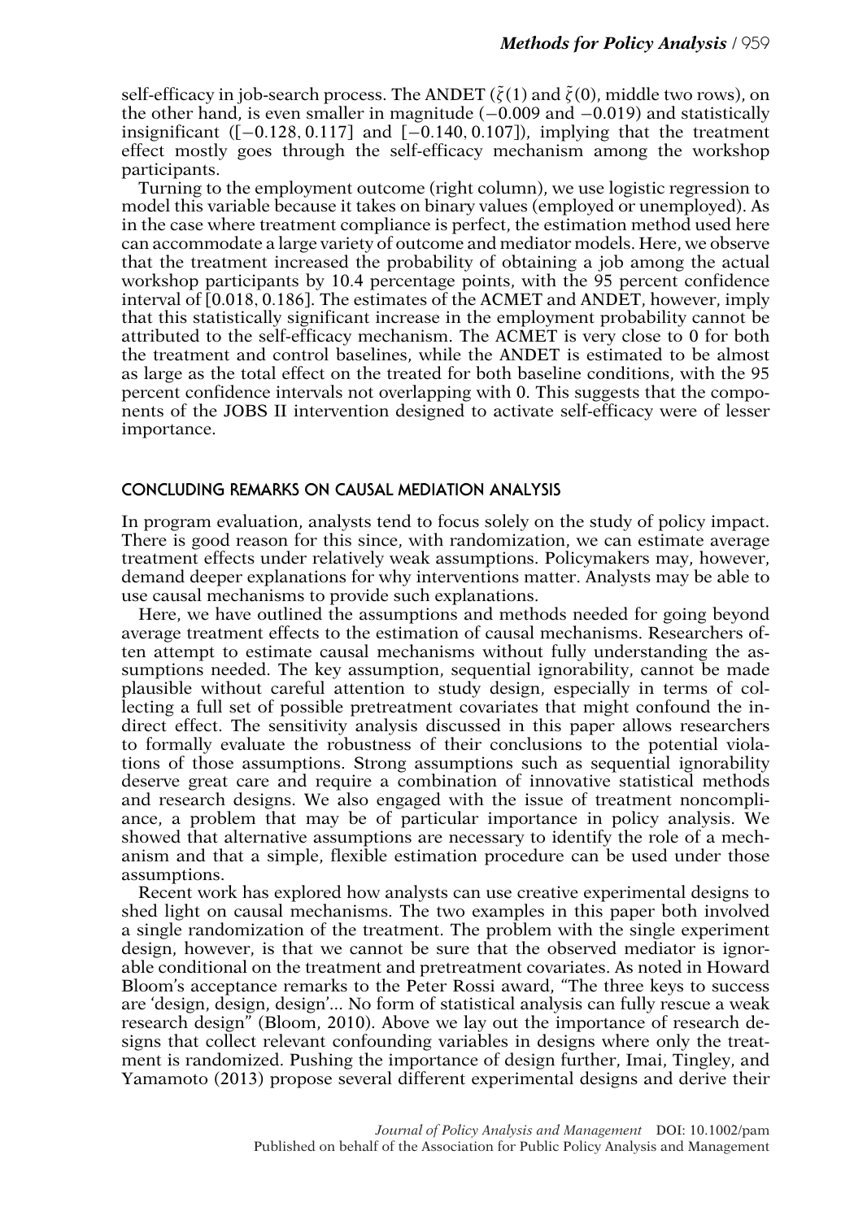self-efficacy in job-search process. The ANDET ($\tilde{\zeta}(1)$ and $\tilde{\zeta}(0)$, middle two rows), on the other hand, is even smaller in magnitude ($-0.009$ and $-0.019$) and statistically insignificant ($[-0.128, 0.117]$ and $[-0.140, 0.107]$), implying that the treatment effect mostly goes through the self-efficacy mechanism among the workshop participants.

Turning to the employment outcome (right column), we use logistic regression to model this variable because it takes on binary values (employed or unemployed). As in the case where treatment compliance is perfect, the estimation method used here can accommodate a large variety of outcome and mediator models. Here, we observe that the treatment increased the probability of obtaining a job among the actual workshop participants by 10.4 percentage points, with the 95 percent confidence interval of $[0.018, 0.186]$. The estimates of the ACMET and ANDET, however, imply that this statistically significant increase in the employment probability cannot be attributed to the self-efficacy mechanism. The ACMET is very close to 0 for both the treatment and control baselines, while the ANDET is estimated to be almost as large as the total effect on the treated for both baseline conditions, with the 95 percent confidence intervals not overlapping with 0. This suggests that the components of the JOBS II intervention designed to activate self-efficacy were of lesser importance.

## CONCLUDING REMARKS ON CAUSAL MEDIATION ANALYSIS

In program evaluation, analysts tend to focus solely on the study of policy impact. There is good reason for this since, with randomization, we can estimate average treatment effects under relatively weak assumptions. Policymakers may, however, demand deeper explanations for why interventions matter. Analysts may be able to use causal mechanisms to provide such explanations.

Here, we have outlined the assumptions and methods needed for going beyond average treatment effects to the estimation of causal mechanisms. Researchers often attempt to estimate causal mechanisms without fully understanding the assumptions needed. The key assumption, sequential ignorability, cannot be made plausible without careful attention to study design, especially in terms of collecting a full set of possible pretreatment covariates that might confound the indirect effect. The sensitivity analysis discussed in this paper allows researchers to formally evaluate the robustness of their conclusions to the potential violations of those assumptions. Strong assumptions such as sequential ignorability deserve great care and require a combination of innovative statistical methods and research designs. We also engaged with the issue of treatment noncompliance, a problem that may be of particular importance in policy analysis. We showed that alternative assumptions are necessary to identify the role of a mechanism and that a simple, flexible estimation procedure can be used under those assumptions.

Recent work has explored how analysts can use creative experimental designs to shed light on causal mechanisms. The two examples in this paper both involved a single randomization of the treatment. The problem with the single experiment design, however, is that we cannot be sure that the observed mediator is ignorable conditional on the treatment and pretreatment covariates. As noted in Howard Bloom's acceptance remarks to the Peter Rossi award, "The three keys to success are 'design, design, design'... No form of statistical analysis can fully rescue a weak research design" (Bloom, 2010). Above we lay out the importance of research designs that collect relevant confounding variables in designs where only the treatment is randomized. Pushing the importance of design further, Imai, Tingley, and Yamamoto (2013) propose several different experimental designs and derive their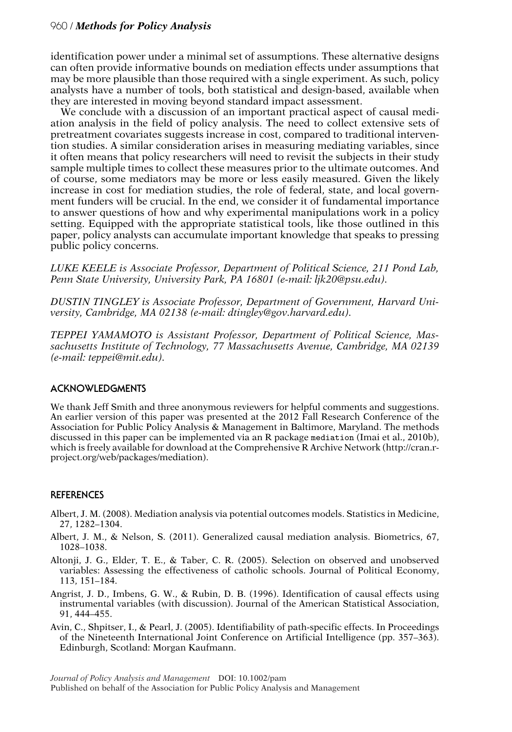identification power under a minimal set of assumptions. These alternative designs can often provide informative bounds on mediation effects under assumptions that may be more plausible than those required with a single experiment. As such, policy analysts have a number of tools, both statistical and design-based, available when they are interested in moving beyond standard impact assessment.

We conclude with a discussion of an important practical aspect of causal mediation analysis in the field of policy analysis. The need to collect extensive sets of pretreatment covariates suggests increase in cost, compared to traditional intervention studies. A similar consideration arises in measuring mediating variables, since it often means that policy researchers will need to revisit the subjects in their study sample multiple times to collect these measures prior to the ultimate outcomes. And of course, some mediators may be more or less easily measured. Given the likely increase in cost for mediation studies, the role of federal, state, and local government funders will be crucial. In the end, we consider it of fundamental importance to answer questions of how and why experimental manipulations work in a policy setting. Equipped with the appropriate statistical tools, like those outlined in this paper, policy analysts can accumulate important knowledge that speaks to pressing public policy concerns.

*LUKE KEELE is Associate Professor, Department of Political Science, 211 Pond Lab, Penn State University, University Park, PA 16801 (e-mail: ljk20@psu.edu).*

*DUSTIN TINGLEY is Associate Professor, Department of Government, Harvard University, Cambridge, MA 02138 (e-mail: dtingley@gov.harvard.edu).*

*TEPPEI YAMAMOTO is Assistant Professor, Department of Political Science, Massachusetts Institute of Technology, 77 Massachusetts Avenue, Cambridge, MA 02139 (e-mail: teppei@mit.edu).*

## ACKNOWLEDGMENTS

We thank Jeff Smith and three anonymous reviewers for helpful comments and suggestions. An earlier version of this paper was presented at the 2012 Fall Research Conference of the Association for Public Policy Analysis & Management in Baltimore, Maryland. The methods discussed in this paper can be implemented via an R package `mediation` (Imai et al., 2010b), which is freely available for download at the Comprehensive R Archive Network (http://cran.r-project.org/web/packages/mediation).

## REFERENCES

Albert, J. M. (2008). Mediation analysis via potential outcomes models. Statistics in Medicine, 27, 1282–1304.

Albert, J. M., & Nelson, S. (2011). Generalized causal mediation analysis. Biometrics, 67, 1028–1038.

Altonji, J. G., Elder, T. E., & Taber, C. R. (2005). Selection on observed and unobserved variables: Assessing the effectiveness of catholic schools. Journal of Political Economy, 113, 151–184.

Angrist, J. D., Imbens, G. W., & Rubin, D. B. (1996). Identification of causal effects using instrumental variables (with discussion). Journal of the American Statistical Association, 91, 444–455.

Avin, C., Shpitser, I., & Pearl, J. (2005). Identifiability of path-specific effects. In Proceedings of the Nineteenth International Joint Conference on Artificial Intelligence (pp. 357–363). Edinburgh, Scotland: Morgan Kaufmann.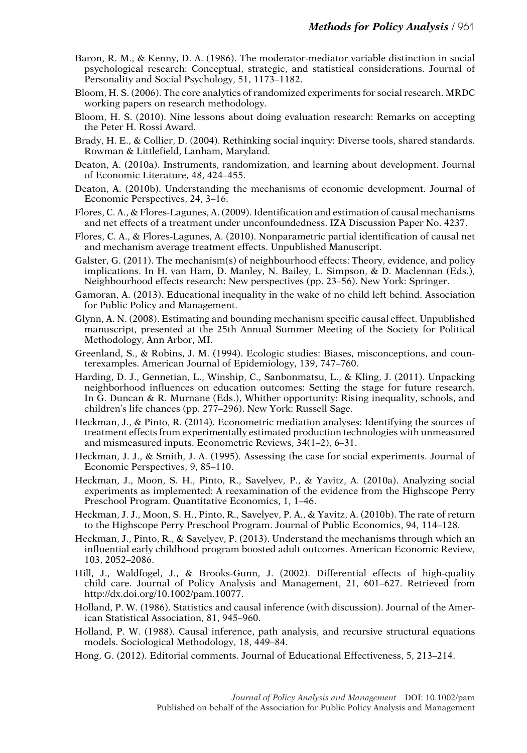Baron, R. M., & Kenny, D. A. (1986). The moderator-mediator variable distinction in social psychological research: Conceptual, strategic, and statistical considerations. Journal of Personality and Social Psychology, 51, 1173–1182.

Bloom, H. S. (2006). The core analytics of randomized experiments for social research. MRDC working papers on research methodology.

Bloom, H. S. (2010). Nine lessons about doing evaluation research: Remarks on accepting the Peter H. Rossi Award.

Brady, H. E., & Collier, D. (2004). Rethinking social inquiry: Diverse tools, shared standards. Rowman & Littlefield, Lanham, Maryland.

Deaton, A. (2010a). Instruments, randomization, and learning about development. Journal of Economic Literature, 48, 424–455.

Deaton, A. (2010b). Understanding the mechanisms of economic development. Journal of Economic Perspectives, 24, 3–16.

Flores, C. A., & Flores-Lagunes, A. (2009). Identification and estimation of causal mechanisms and net effects of a treatment under unconfoundedness. IZA Discussion Paper No. 4237.

Flores, C. A., & Flores-Lagunes, A. (2010). Nonparametric partial identification of causal net and mechanism average treatment effects. Unpublished Manuscript.

Galster, G. (2011). The mechanism(s) of neighbourhood effects: Theory, evidence, and policy implications. In H. van Ham, D. Manley, N. Bailey, L. Simpson, & D. Maclennan (Eds.), Neighbourhood effects research: New perspectives (pp. 23–56). New York: Springer.

Gamoran, A. (2013). Educational inequality in the wake of no child left behind. Association for Public Policy and Management.

Glynn, A. N. (2008). Estimating and bounding mechanism specific causal effect. Unpublished manuscript, presented at the 25th Annual Summer Meeting of the Society for Political Methodology, Ann Arbor, MI.

Greenland, S., & Robins, J. M. (1994). Ecologic studies: Biases, misconceptions, and counterexamples. American Journal of Epidemiology, 139, 747–760.

Harding, D. J., Gennetian, L., Winship, C., Sanbonmatsu, L., & Kling, J. (2011). Unpacking neighborhood influences on education outcomes: Setting the stage for future research. In G. Duncan & R. Murnane (Eds.), Whither opportunity: Rising inequality, schools, and children's life chances (pp. 277–296). New York: Russell Sage.

Heckman, J., & Pinto, R. (2014). Econometric mediation analyses: Identifying the sources of treatment effects from experimentally estimated production technologies with unmeasured and mismeasured inputs. Econometric Reviews, 34(1–2), 6–31.

Heckman, J. J., & Smith, J. A. (1995). Assessing the case for social experiments. Journal of Economic Perspectives, 9, 85–110.

Heckman, J., Moon, S. H., Pinto, R., Savelyev, P., & Yavitz, A. (2010a). Analyzing social experiments as implemented: A reexamination of the evidence from the Highscope Perry Preschool Program. Quantitative Economics, 1, 1–46.

Heckman, J. J., Moon, S. H., Pinto, R., Savelyev, P. A., & Yavitz, A. (2010b). The rate of return to the Highscope Perry Preschool Program. Journal of Public Economics, 94, 114–128.

Heckman, J., Pinto, R., & Savelyev, P. (2013). Understand the mechanisms through which an influential early childhood program boosted adult outcomes. American Economic Review, 103, 2052–2086.

Hill, J., Waldfogel, J., & Brooks-Gunn, J. (2002). Differential effects of high-quality child care. Journal of Policy Analysis and Management, 21, 601–627. Retrieved from http://dx.doi.org/10.1002/pam.10077.

Holland, P. W. (1986). Statistics and causal inference (with discussion). Journal of the American Statistical Association, 81, 945–960.

Holland, P. W. (1988). Causal inference, path analysis, and recursive structural equations models. Sociological Methodology, 18, 449–84.

Hong, G. (2012). Editorial comments. Journal of Educational Effectiveness, 5, 213–214.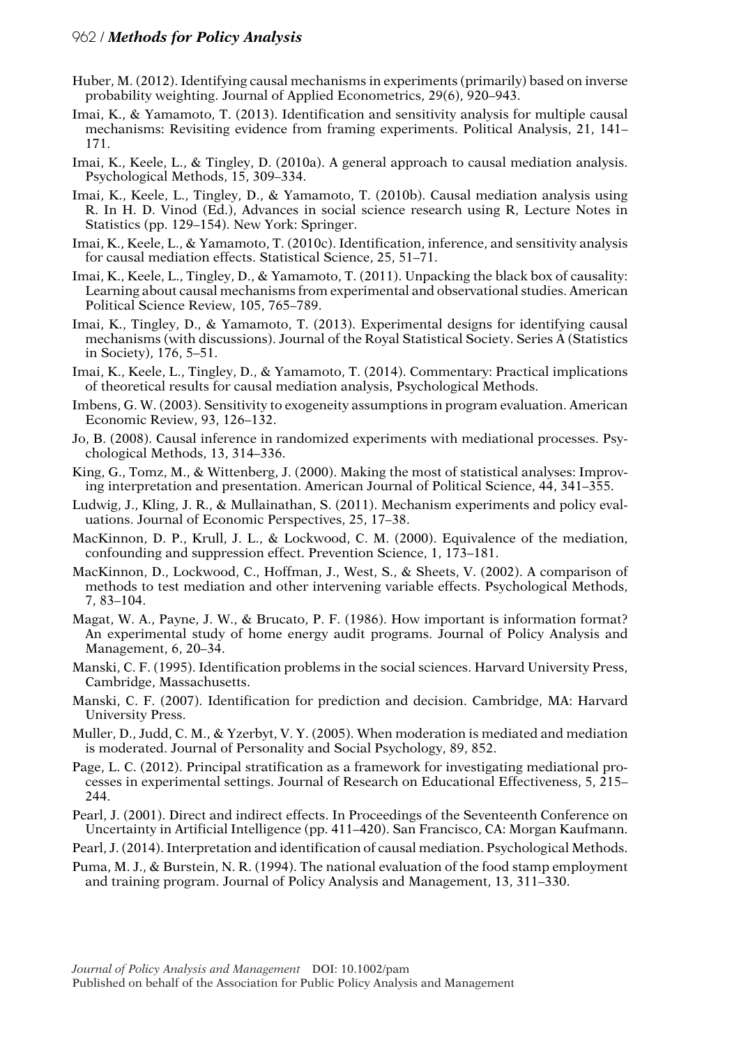Huber, M. (2012). Identifying causal mechanisms in experiments (primarily) based on inverse probability weighting. Journal of Applied Econometrics, 29(6), 920–943.

Imai, K., & Yamamoto, T. (2013). Identification and sensitivity analysis for multiple causal mechanisms: Revisiting evidence from framing experiments. Political Analysis, 21, 141–171.

Imai, K., Keele, L., & Tingley, D. (2010a). A general approach to causal mediation analysis. Psychological Methods, 15, 309–334.

Imai, K., Keele, L., Tingley, D., & Yamamoto, T. (2010b). Causal mediation analysis using R. In H. D. Vinod (Ed.), Advances in social science research using R, Lecture Notes in Statistics (pp. 129–154). New York: Springer.

Imai, K., Keele, L., & Yamamoto, T. (2010c). Identification, inference, and sensitivity analysis for causal mediation effects. Statistical Science, 25, 51–71.

Imai, K., Keele, L., Tingley, D., & Yamamoto, T. (2011). Unpacking the black box of causality: Learning about causal mechanisms from experimental and observational studies. American Political Science Review, 105, 765–789.

Imai, K., Tingley, D., & Yamamoto, T. (2013). Experimental designs for identifying causal mechanisms (with discussions). Journal of the Royal Statistical Society. Series A (Statistics in Society), 176, 5–51.

Imai, K., Keele, L., Tingley, D., & Yamamoto, T. (2014). Commentary: Practical implications of theoretical results for causal mediation analysis, Psychological Methods.

Imbens, G. W. (2003). Sensitivity to exogeneity assumptions in program evaluation. American Economic Review, 93, 126–132.

Jo, B. (2008). Causal inference in randomized experiments with mediational processes. Psychological Methods, 13, 314–336.

King, G., Tomz, M., & Wittenberg, J. (2000). Making the most of statistical analyses: Improving interpretation and presentation. American Journal of Political Science, 44, 341–355.

Ludwig, J., Kling, J. R., & Mullainathan, S. (2011). Mechanism experiments and policy evaluations. Journal of Economic Perspectives, 25, 17–38.

MacKinnon, D. P., Krull, J. L., & Lockwood, C. M. (2000). Equivalence of the mediation, confounding and suppression effect. Prevention Science, 1, 173–181.

MacKinnon, D., Lockwood, C., Hoffman, J., West, S., & Sheets, V. (2002). A comparison of methods to test mediation and other intervening variable effects. Psychological Methods, 7, 83–104.

Magat, W. A., Payne, J. W., & Brucato, P. F. (1986). How important is information format? An experimental study of home energy audit programs. Journal of Policy Analysis and Management, 6, 20–34.

Manski, C. F. (1995). Identification problems in the social sciences. Harvard University Press, Cambridge, Massachusetts.

Manski, C. F. (2007). Identification for prediction and decision. Cambridge, MA: Harvard University Press.

Muller, D., Judd, C. M., & Yzerbyt, V. Y. (2005). When moderation is mediated and mediation is moderated. Journal of Personality and Social Psychology, 89, 852.

Page, L. C. (2012). Principal stratification as a framework for investigating mediational processes in experimental settings. Journal of Research on Educational Effectiveness, 5, 215–244.

Pearl, J. (2001). Direct and indirect effects. In Proceedings of the Seventeenth Conference on Uncertainty in Artificial Intelligence (pp. 411–420). San Francisco, CA: Morgan Kaufmann.

Pearl, J. (2014). Interpretation and identification of causal mediation. Psychological Methods.

Puma, M. J., & Burstein, N. R. (1994). The national evaluation of the food stamp employment and training program. Journal of Policy Analysis and Management, 13, 311–330.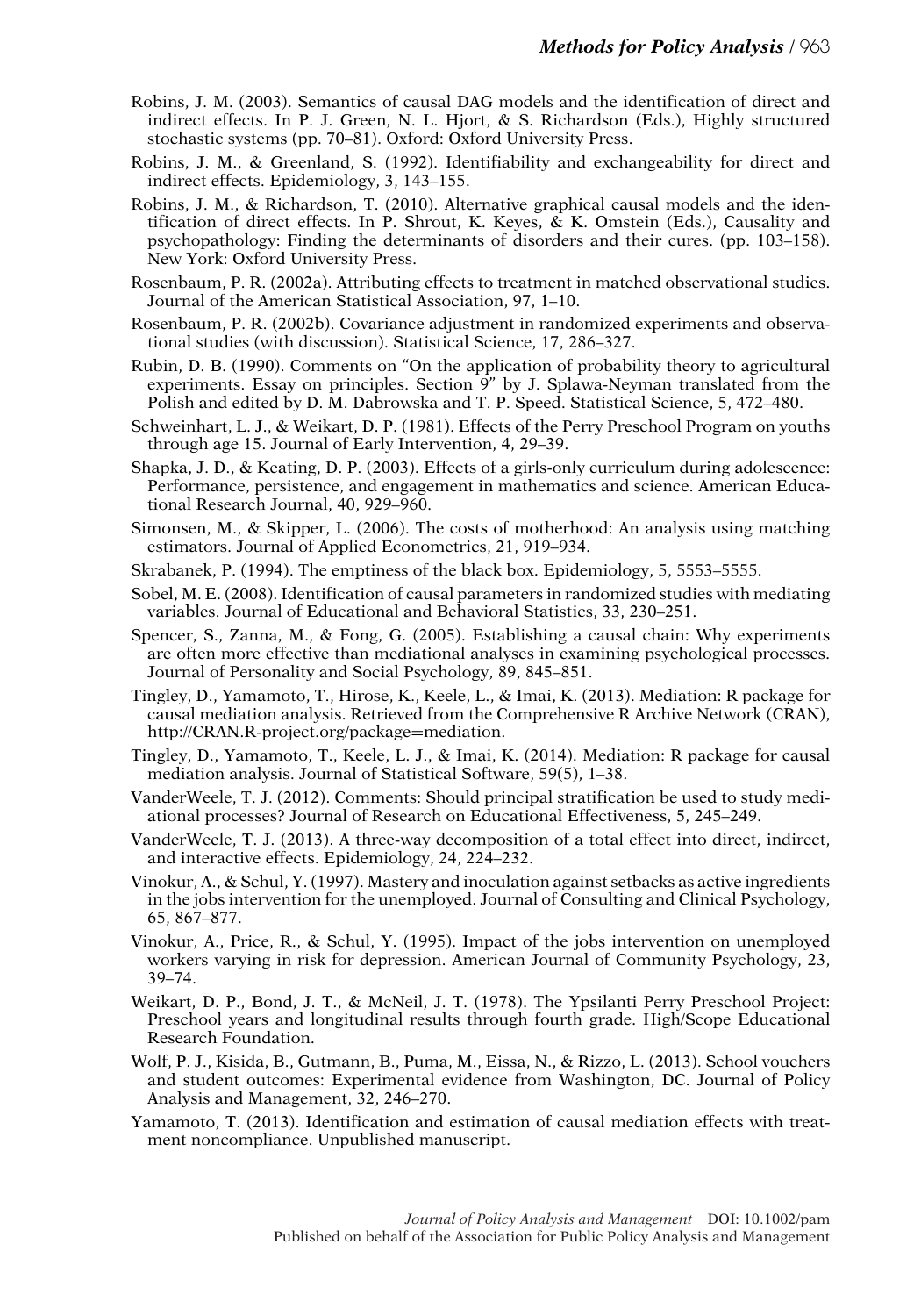Robins, J. M. (2003). Semantics of causal DAG models and the identification of direct and indirect effects. In P. J. Green, N. L. Hjort, & S. Richardson (Eds.), Highly structured stochastic systems (pp. 70–81). Oxford: Oxford University Press.

Robins, J. M., & Greenland, S. (1992). Identifiability and exchangeability for direct and indirect effects. Epidemiology, 3, 143–155.

Robins, J. M., & Richardson, T. (2010). Alternative graphical causal models and the identification of direct effects. In P. Shrout, K. Keyes, & K. Omstein (Eds.), Causality and psychopathology: Finding the determinants of disorders and their cures. (pp. 103–158). New York: Oxford University Press.

Rosenbaum, P. R. (2002a). Attributing effects to treatment in matched observational studies. Journal of the American Statistical Association, 97, 1–10.

Rosenbaum, P. R. (2002b). Covariance adjustment in randomized experiments and observational studies (with discussion). Statistical Science, 17, 286–327.

Rubin, D. B. (1990). Comments on "On the application of probability theory to agricultural experiments. Essay on principles. Section 9" by J. Splawa-Neyman translated from the Polish and edited by D. M. Dabrowska and T. P. Speed. Statistical Science, 5, 472–480.

Schweinhart, L. J., & Weikart, D. P. (1981). Effects of the Perry Preschool Program on youths through age 15. Journal of Early Intervention, 4, 29–39.

Shapka, J. D., & Keating, D. P. (2003). Effects of a girls-only curriculum during adolescence: Performance, persistence, and engagement in mathematics and science. American Educational Research Journal, 40, 929–960.

Simonsen, M., & Skipper, L. (2006). The costs of motherhood: An analysis using matching estimators. Journal of Applied Econometrics, 21, 919–934.

Skrabanek, P. (1994). The emptiness of the black box. Epidemiology, 5, 5553–5555.

Sobel, M. E. (2008). Identification of causal parameters in randomized studies with mediating variables. Journal of Educational and Behavioral Statistics, 33, 230–251.

Spencer, S., Zanna, M., & Fong, G. (2005). Establishing a causal chain: Why experiments are often more effective than mediational analyses in examining psychological processes. Journal of Personality and Social Psychology, 89, 845–851.

Tingley, D., Yamamoto, T., Hirose, K., Keele, L., & Imai, K. (2013). Mediation: R package for causal mediation analysis. Retrieved from the Comprehensive R Archive Network (CRAN), http://CRAN.R-project.org/package=mediation.

Tingley, D., Yamamoto, T., Keele, L. J., & Imai, K. (2014). Mediation: R package for causal mediation analysis. Journal of Statistical Software, 59(5), 1–38.

VanderWeele, T. J. (2012). Comments: Should principal stratification be used to study mediational processes? Journal of Research on Educational Effectiveness, 5, 245–249.

VanderWeele, T. J. (2013). A three-way decomposition of a total effect into direct, indirect, and interactive effects. Epidemiology, 24, 224–232.

Vinokur, A., & Schul, Y. (1997). Mastery and inoculation against setbacks as active ingredients in the jobs intervention for the unemployed. Journal of Consulting and Clinical Psychology, 65, 867–877.

Vinokur, A., Price, R., & Schul, Y. (1995). Impact of the jobs intervention on unemployed workers varying in risk for depression. American Journal of Community Psychology, 23, 39–74.

Weikart, D. P., Bond, J. T., & McNeil, J. T. (1978). The Ypsilanti Perry Preschool Project: Preschool years and longitudinal results through fourth grade. High/Scope Educational Research Foundation.

Wolf, P. J., Kisida, B., Gutmann, B., Puma, M., Eissa, N., & Rizzo, L. (2013). School vouchers and student outcomes: Experimental evidence from Washington, DC. Journal of Policy Analysis and Management, 32, 246–270.

Yamamoto, T. (2013). Identification and estimation of causal mediation effects with treatment noncompliance. Unpublished manuscript.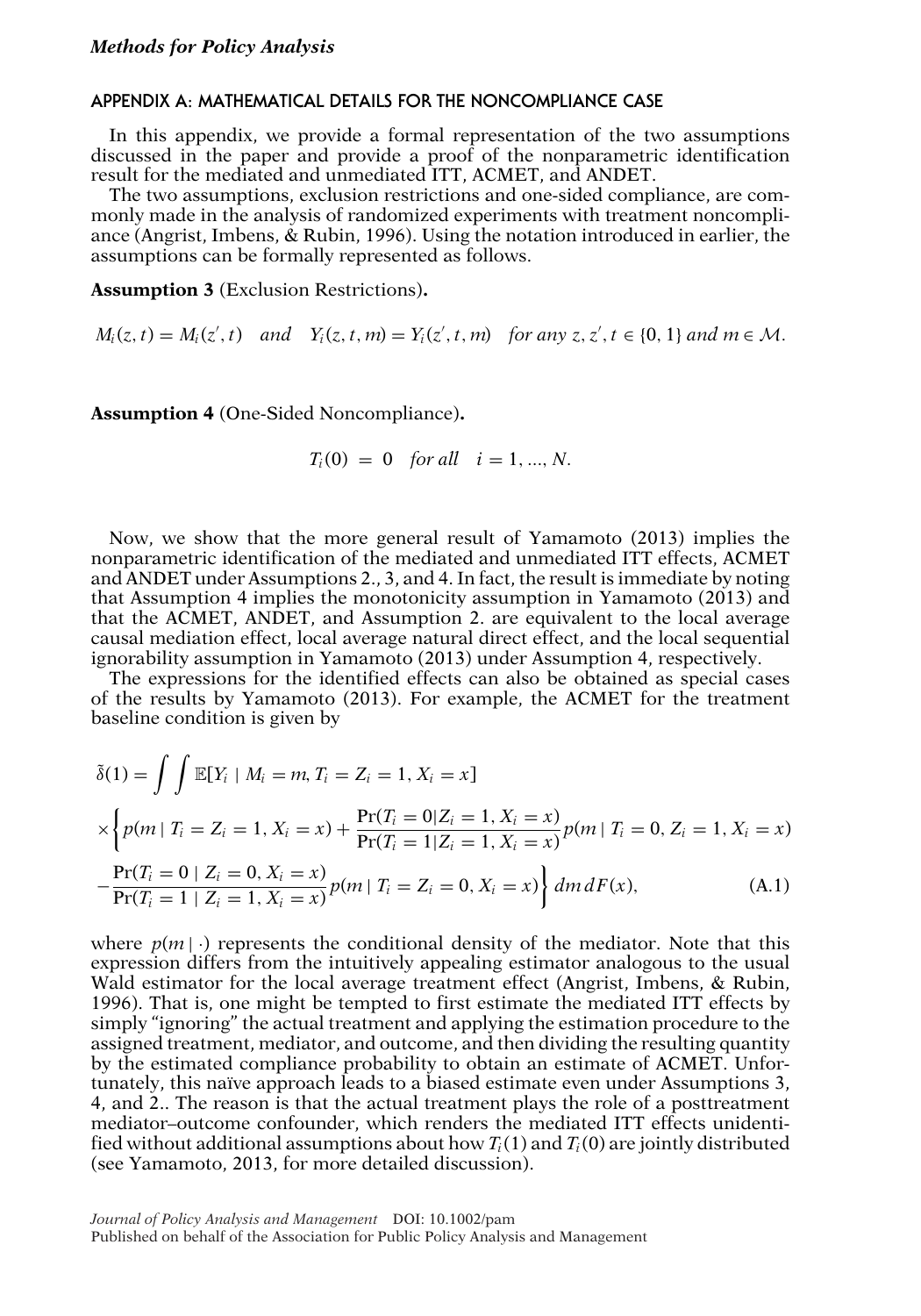## APPENDIX A: MATHEMATICAL DETAILS FOR THE NONCOMPLIANCE CASE

In this appendix, we provide a formal representation of the two assumptions discussed in the paper and provide a proof of the nonparametric identification result for the mediated and unmediated ITT, ACMET, and ANDET.

The two assumptions, exclusion restrictions and one-sided compliance, are commonly made in the analysis of randomized experiments with treatment noncompliance (Angrist, Imbens, & Rubin, 1996). Using the notation introduced in earlier, the assumptions can be formally represented as follows.

**Assumption 3** (Exclusion Restrictions)**.**

$$M_i(z, t) = M_i(z', t) \quad and \quad Y_i(z, t, m) = Y_i(z', t, m) \quad for\ any\ z, z', t \in \{0, 1\}\ and\ m \in \mathcal{M}.$$

**Assumption 4** (One-Sided Noncompliance)**.**

$$T_i(0) = 0 \quad for\ all \quad i = 1, ..., N.$$

Now, we show that the more general result of Yamamoto (2013) implies the nonparametric identification of the mediated and unmediated ITT effects, ACMET and ANDET under Assumptions 2., 3, and 4. In fact, the result is immediate by noting that Assumption 4 implies the monotonicity assumption in Yamamoto (2013) and that the ACMET, ANDET, and Assumption 2. are equivalent to the local average causal mediation effect, local average natural direct effect, and the local sequential ignorability assumption in Yamamoto (2013) under Assumption 4, respectively.

The expressions for the identified effects can also be obtained as special cases of the results by Yamamoto (2013). For example, the ACMET for the treatment baseline condition is given by

$$\begin{aligned}
\tilde{\delta}(1) = &\int \int \mathbb{E}[Y_i \mid M_i = m, T_i = Z_i = 1, X_i = x] \\
&\times \left\{ p(m \mid T_i = Z_i = 1, X_i = x) + \frac{\Pr(T_i = 0 | Z_i = 1, X_i = x)}{\Pr(T_i = 1 | Z_i = 1, X_i = x)} p(m \mid T_i = 0, Z_i = 1, X_i = x) \right. \\
&\left. - \frac{\Pr(T_i = 0 \mid Z_i = 0, X_i = x)}{\Pr(T_i = 1 \mid Z_i = 1, X_i = x)} p(m \mid T_i = Z_i = 0, X_i = x) \right\} dm\, dF(x), \qquad \text{(A.1)}
\end{aligned}$$

where $p(m \mid \cdot)$ represents the conditional density of the mediator. Note that this expression differs from the intuitively appealing estimator analogous to the usual Wald estimator for the local average treatment effect (Angrist, Imbens, & Rubin, 1996). That is, one might be tempted to first estimate the mediated ITT effects by simply "ignoring" the actual treatment and applying the estimation procedure to the assigned treatment, mediator, and outcome, and then dividing the resulting quantity by the estimated compliance probability to obtain an estimate of ACMET. Unfortunately, this naïve approach leads to a biased estimate even under Assumptions 3, 4, and 2.. The reason is that the actual treatment plays the role of a posttreatment mediator–outcome confounder, which renders the mediated ITT effects unidentified without additional assumptions about how $T_i(1)$ and $T_i(0)$ are jointly distributed (see Yamamoto, 2013, for more detailed discussion).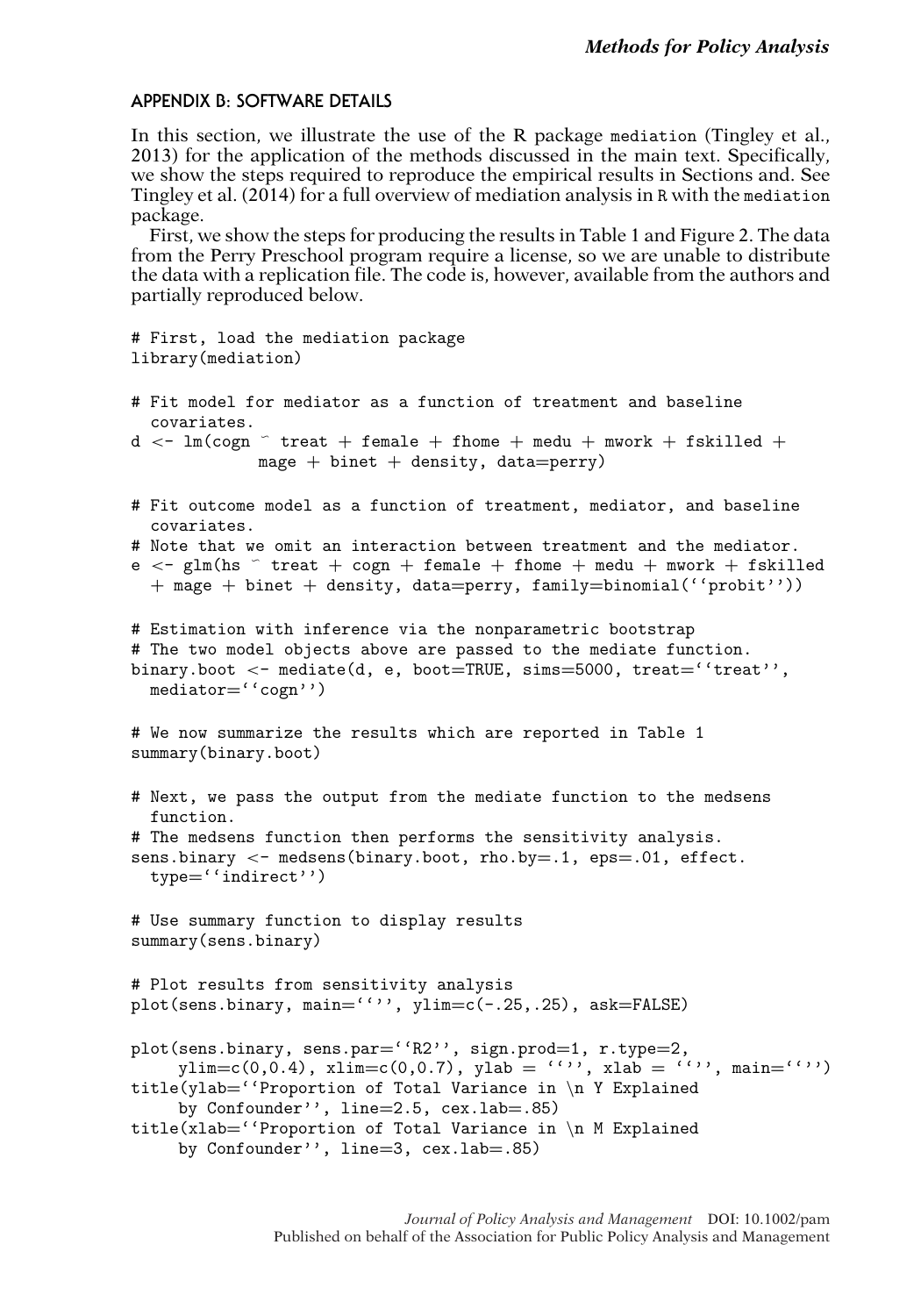## APPENDIX B: SOFTWARE DETAILS

In this section, we illustrate the use of the R package mediation (Tingley et al., 2013) for the application of the methods discussed in the main text. Specifically, we show the steps required to reproduce the empirical results in Sections and. See Tingley et al. (2014) for a full overview of mediation analysis in R with the mediation package.

First, we show the steps for producing the results in Table 1 and Figure 2. The data from the Perry Preschool program require a license, so we are unable to distribute the data with a replication file. The code is, however, available from the authors and partially reproduced below.

```
# First, load the mediation package
library(mediation)

# Fit model for mediator as a function of treatment and baseline
  covariates.
d <- lm(cogn ~ treat + female + fhome + medu + mwork + fskilled +
             mage + binet + density, data=perry)

# Fit outcome model as a function of treatment, mediator, and baseline
  covariates.
# Note that we omit an interaction between treatment and the mediator.
e <- glm(hs ~ treat + cogn + female + fhome + medu + mwork + fskilled
  + mage + binet + density, data=perry, family=binomial(''probit''))

# Estimation with inference via the nonparametric bootstrap
# The two model objects above are passed to the mediate function.
binary.boot <- mediate(d, e, boot=TRUE, sims=5000, treat=''treat'',
  mediator=''cogn'')

# We now summarize the results which are reported in Table 1
summary(binary.boot)

# Next, we pass the output from the mediate function to the medsens
  function.
# The medsens function then performs the sensitivity analysis.
sens.binary <- medsens(binary.boot, rho.by=.1, eps=.01, effect.
  type=''indirect'')

# Use summary function to display results
summary(sens.binary)

# Plot results from sensitivity analysis
plot(sens.binary, main='''', ylim=c(-.25,.25), ask=FALSE)

plot(sens.binary, sens.par=''R2'', sign.prod=1, r.type=2,
     ylim=c(0,0.4), xlim=c(0,0.7), ylab = '''', xlab = '''', main='''')
title(ylab=''Proportion of Total Variance in \n Y Explained
     by Confounder'', line=2.5, cex.lab=.85)
title(xlab=''Proportion of Total Variance in \n M Explained
     by Confounder'', line=3, cex.lab=.85)
```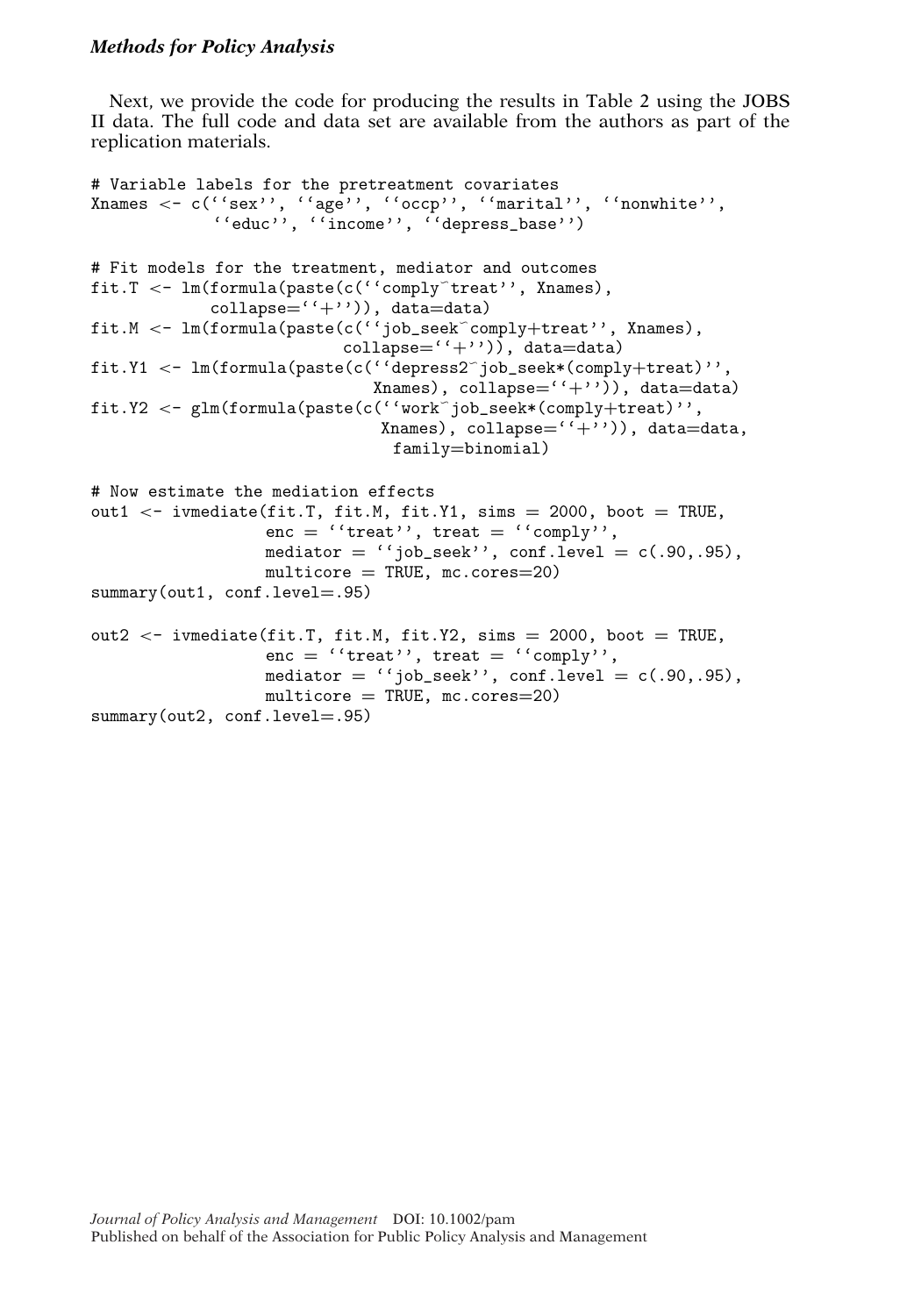Next, we provide the code for producing the results in Table 2 using the JOBS II data. The full code and data set are available from the authors as part of the replication materials.

```
# Variable labels for the pretreatment covariates
Xnames <- c(''sex'', ''age'', ''occp'', ''marital'', ''nonwhite'',
            ''educ'', ''income'', ''depress_base'')

# Fit models for the treatment, mediator and outcomes
fit.T <- lm(formula(paste(c(''comply~treat'', Xnames),
           collapse=''+'')), data=data)
fit.M <- lm(formula(paste(c(''job_seek~comply+treat'', Xnames),
                          collapse=''+'')), data=data)
fit.Y1 <- lm(formula(paste(c(''depress2~job_seek*(comply+treat)'',
                             Xnames), collapse=''+'')), data=data)
fit.Y2 <- glm(formula(paste(c(''work~job_seek*(comply+treat)'',
                              Xnames), collapse=''+'')), data=data,
                                family=binomial)

# Now estimate the mediation effects
out1 <- ivmediate(fit.T, fit.M, fit.Y1, sims = 2000, boot = TRUE,
                  enc = ''treat'', treat = ''comply'',
                  mediator = ''job_seek'', conf.level = c(.90,.95),
                  multicore = TRUE, mc.cores=20)
summary(out1, conf.level=.95)

out2 <- ivmediate(fit.T, fit.M, fit.Y2, sims = 2000, boot = TRUE,
                  enc = ''treat'', treat = ''comply'',
                  mediator = ''job_seek'', conf.level = c(.90,.95),
                  multicore = TRUE, mc.cores=20)
summary(out2, conf.level=.95)
```